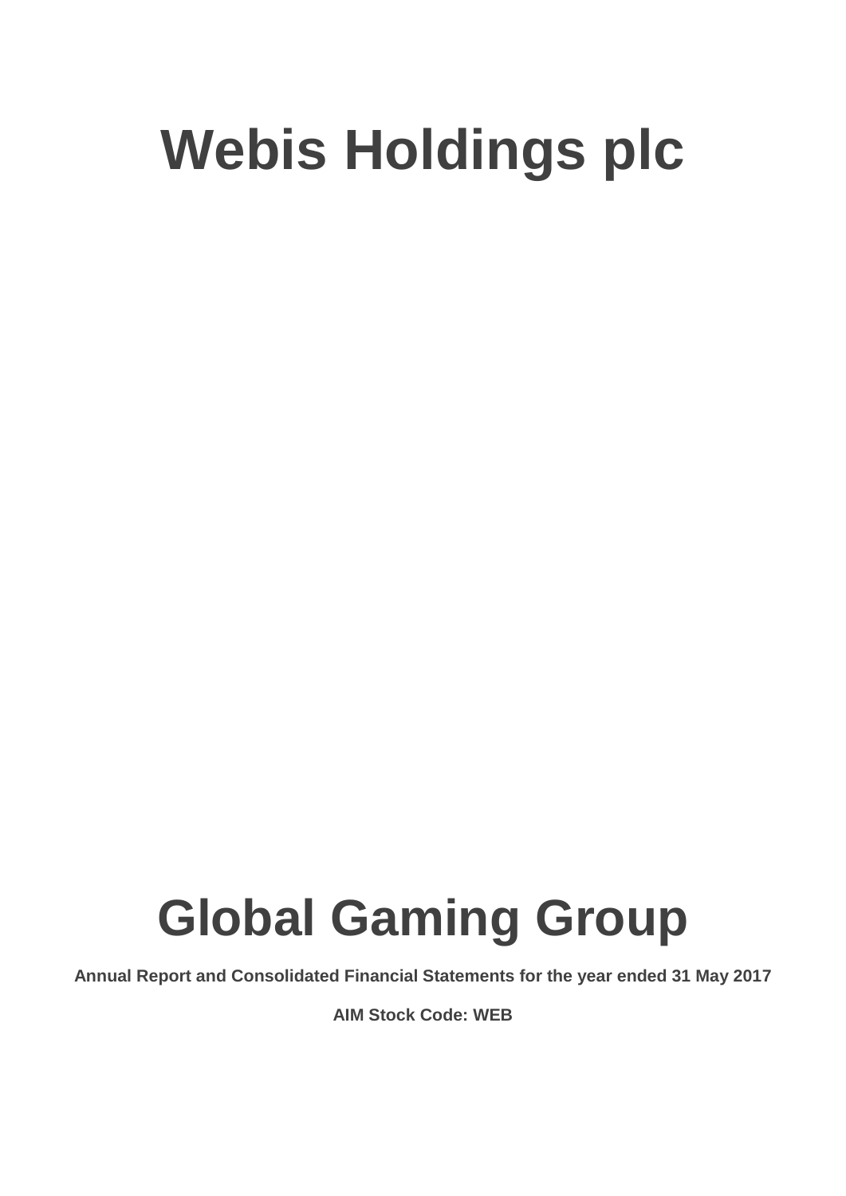# Webis Holdings plc

# Global Gaming Group

**Annual Report and Consolidated Financial Statements for the year ended 31 May 2017**

**AIM Stock Code: WEB**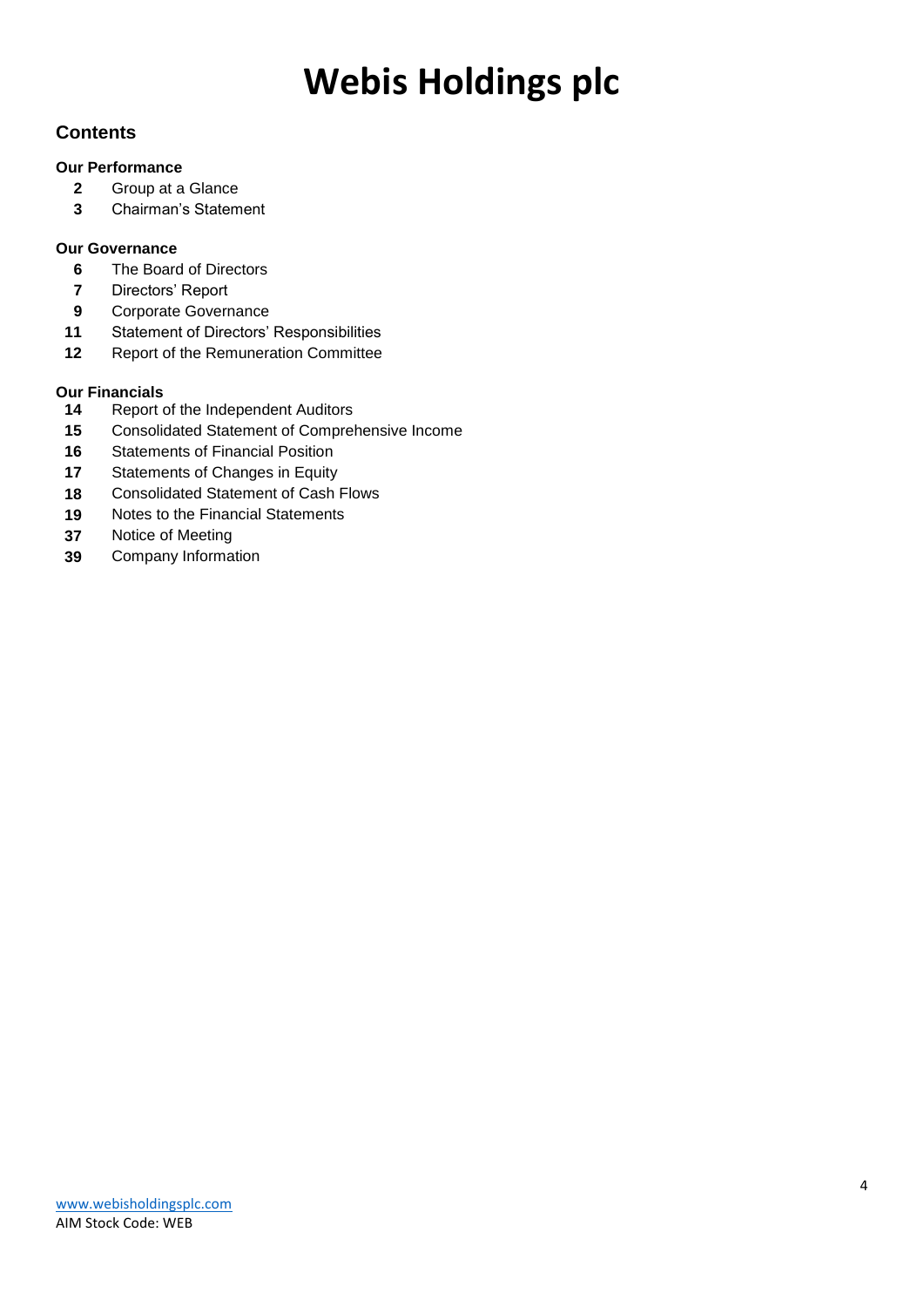# Webis Holdings plc

## Contents

### Our Performance

- **2** Group at a Glance
- **3** Chairman's Statement

### Our Governance

- **6** The Board of Directors
- **7** Directors' Report
- **9** Corporate Governance
- **11** Statement of Directors' Responsibilities
- **12** Report of the Remuneration Committee

### Our Financials

- **14** Report of the Independent Auditors
- **15** Consolidated Statement of Comprehensive Income
- **16** Statements of Financial Position
- **17** Statements of Changes in Equity
- **18** Consolidated Statement of Cash Flows
- **19** Notes to the Financial Statements
- **37** Notice of Meeting
- **39** Company Information

www.webisholdingsplc.com
AIM Stock Code: WEB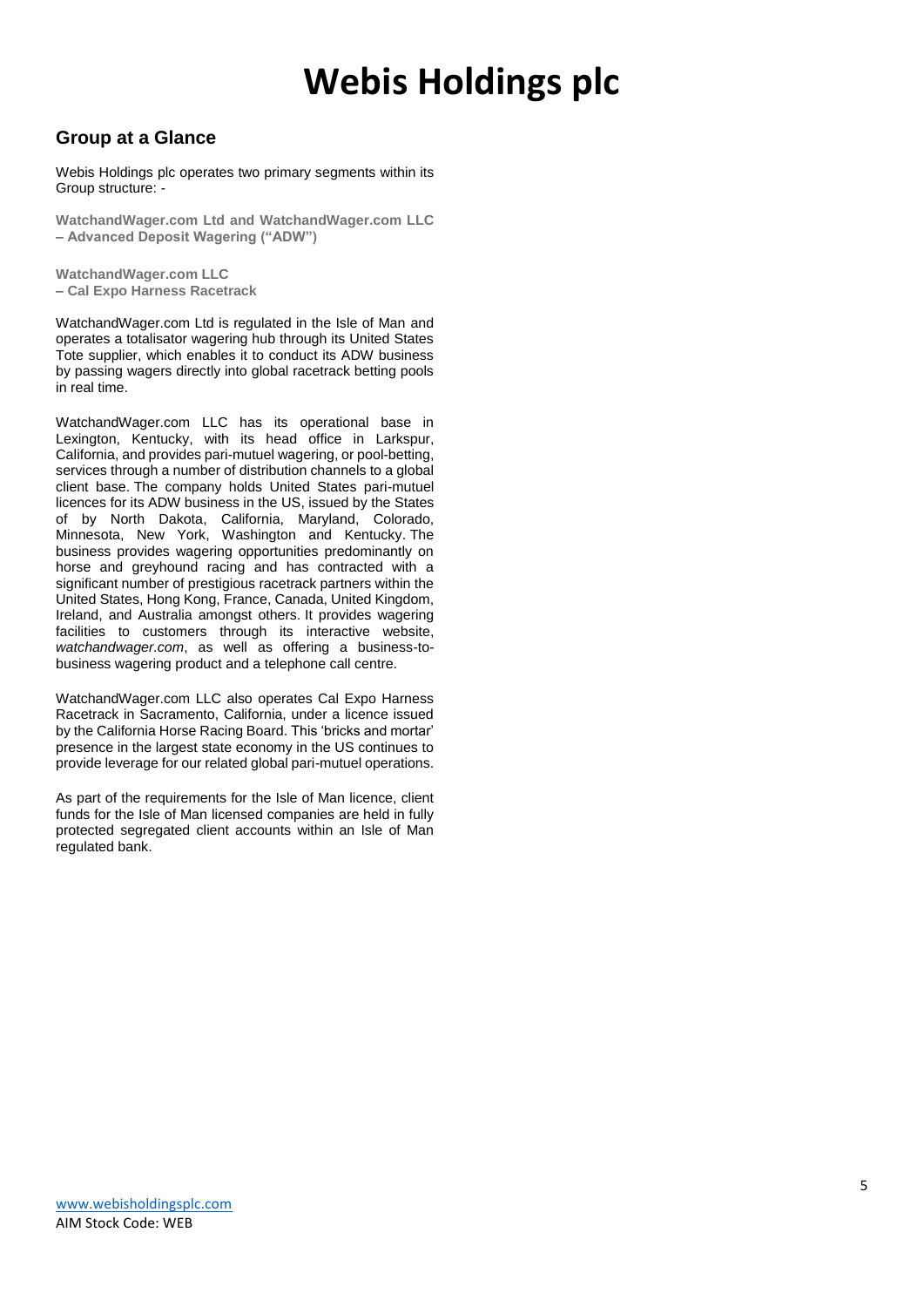# Webis Holdings plc

## Group at a Glance

Webis Holdings plc operates two primary segments within its Group structure: -

**WatchandWager.com Ltd and WatchandWager.com LLC – Advanced Deposit Wagering ("ADW")**

**WatchandWager.com LLC – Cal Expo Harness Racetrack**

WatchandWager.com Ltd is regulated in the Isle of Man and operates a totalisator wagering hub through its United States Tote supplier, which enables it to conduct its ADW business by passing wagers directly into global racetrack betting pools in real time.

WatchandWager.com LLC has its operational base in Lexington, Kentucky, with its head office in Larkspur, California, and provides pari-mutuel wagering, or pool-betting, services through a number of distribution channels to a global client base. The company holds United States pari-mutuel licences for its ADW business in the US, issued by the States of by North Dakota, California, Maryland, Colorado, Minnesota, New York, Washington and Kentucky. The business provides wagering opportunities predominantly on horse and greyhound racing and has contracted with a significant number of prestigious racetrack partners within the United States, Hong Kong, France, Canada, United Kingdom, Ireland, and Australia amongst others. It provides wagering facilities to customers through its interactive website, *watchandwager.com*, as well as offering a business-to-business wagering product and a telephone call centre.

WatchandWager.com LLC also operates Cal Expo Harness Racetrack in Sacramento, California, under a licence issued by the California Horse Racing Board. This 'bricks and mortar' presence in the largest state economy in the US continues to provide leverage for our related global pari-mutuel operations.

As part of the requirements for the Isle of Man licence, client funds for the Isle of Man licensed companies are held in fully protected segregated client accounts within an Isle of Man regulated bank.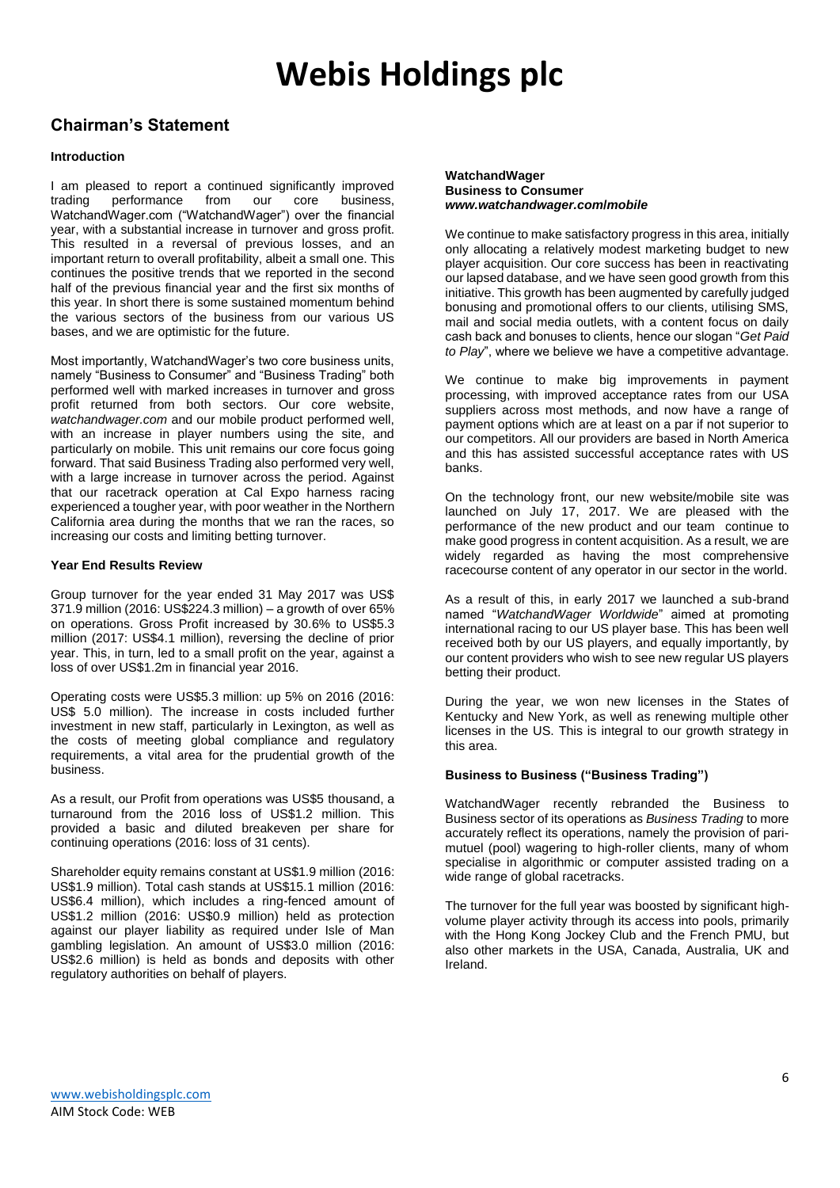# Webis Holdings plc

## Chairman's Statement

### Introduction

I am pleased to report a continued significantly improved trading performance from our core business, WatchandWager.com ("WatchandWager") over the financial year, with a substantial increase in turnover and gross profit. This resulted in a reversal of previous losses, and an important return to overall profitability, albeit a small one. This continues the positive trends that we reported in the second half of the previous financial year and the first six months of this year. In short there is some sustained momentum behind the various sectors of the business from our various US bases, and we are optimistic for the future.

Most importantly, WatchandWager's two core business units, namely "Business to Consumer" and "Business Trading" both performed well with marked increases in turnover and gross profit returned from both sectors. Our core website, *watchandwager.com* and our mobile product performed well, with an increase in player numbers using the site, and particularly on mobile. This unit remains our core focus going forward. That said Business Trading also performed very well, with a large increase in turnover across the period. Against that our racetrack operation at Cal Expo harness racing experienced a tougher year, with poor weather in the Northern California area during the months that we ran the races, so increasing our costs and limiting betting turnover.

### Year End Results Review

Group turnover for the year ended 31 May 2017 was US$ 371.9 million (2016: US$224.3 million) – a growth of over 65% on operations. Gross Profit increased by 30.6% to US$5.3 million (2017: US$4.1 million), reversing the decline of prior year. This, in turn, led to a small profit on the year, against a loss of over US$1.2m in financial year 2016.

Operating costs were US$5.3 million: up 5% on 2016 (2016: US$ 5.0 million). The increase in costs included further investment in new staff, particularly in Lexington, as well as the costs of meeting global compliance and regulatory requirements, a vital area for the prudential growth of the business.

As a result, our Profit from operations was US$5 thousand, a turnaround from the 2016 loss of US$1.2 million. This provided a basic and diluted breakeven per share for continuing operations (2016: loss of 31 cents).

Shareholder equity remains constant at US$1.9 million (2016: US$1.9 million). Total cash stands at US$15.1 million (2016: US$6.4 million), which includes a ring-fenced amount of US$1.2 million (2016: US$0.9 million) held as protection against our player liability as required under Isle of Man gambling legislation. An amount of US$3.0 million (2016: US$2.6 million) is held as bonds and deposits with other regulatory authorities on behalf of players.

### WatchandWager
**Business to Consumer**
***www.watchandwager.com/mobile***

We continue to make satisfactory progress in this area, initially only allocating a relatively modest marketing budget to new player acquisition. Our core success has been in reactivating our lapsed database, and we have seen good growth from this initiative. This growth has been augmented by carefully judged bonusing and promotional offers to our clients, utilising SMS, mail and social media outlets, with a content focus on daily cash back and bonuses to clients, hence our slogan "*Get Paid to Play*", where we believe we have a competitive advantage.

We continue to make big improvements in payment processing, with improved acceptance rates from our USA suppliers across most methods, and now have a range of payment options which are at least on a par if not superior to our competitors. All our providers are based in North America and this has assisted successful acceptance rates with US banks.

On the technology front, our new website/mobile site was launched on July 17, 2017. We are pleased with the performance of the new product and our team continue to make good progress in content acquisition. As a result, we are widely regarded as having the most comprehensive racecourse content of any operator in our sector in the world.

As a result of this, in early 2017 we launched a sub-brand named "*WatchandWager Worldwide*" aimed at promoting international racing to our US player base. This has been well received both by our US players, and equally importantly, by our content providers who wish to see new regular US players betting their product.

During the year, we won new licenses in the States of Kentucky and New York, as well as renewing multiple other licenses in the US. This is integral to our growth strategy in this area.

### Business to Business ("Business Trading")

WatchandWager recently rebranded the Business to Business sector of its operations as *Business Trading* to more accurately reflect its operations, namely the provision of pari-mutuel (pool) wagering to high-roller clients, many of whom specialise in algorithmic or computer assisted trading on a wide range of global racetracks.

The turnover for the full year was boosted by significant high-volume player activity through its access into pools, primarily with the Hong Kong Jockey Club and the French PMU, but also other markets in the USA, Canada, Australia, UK and Ireland.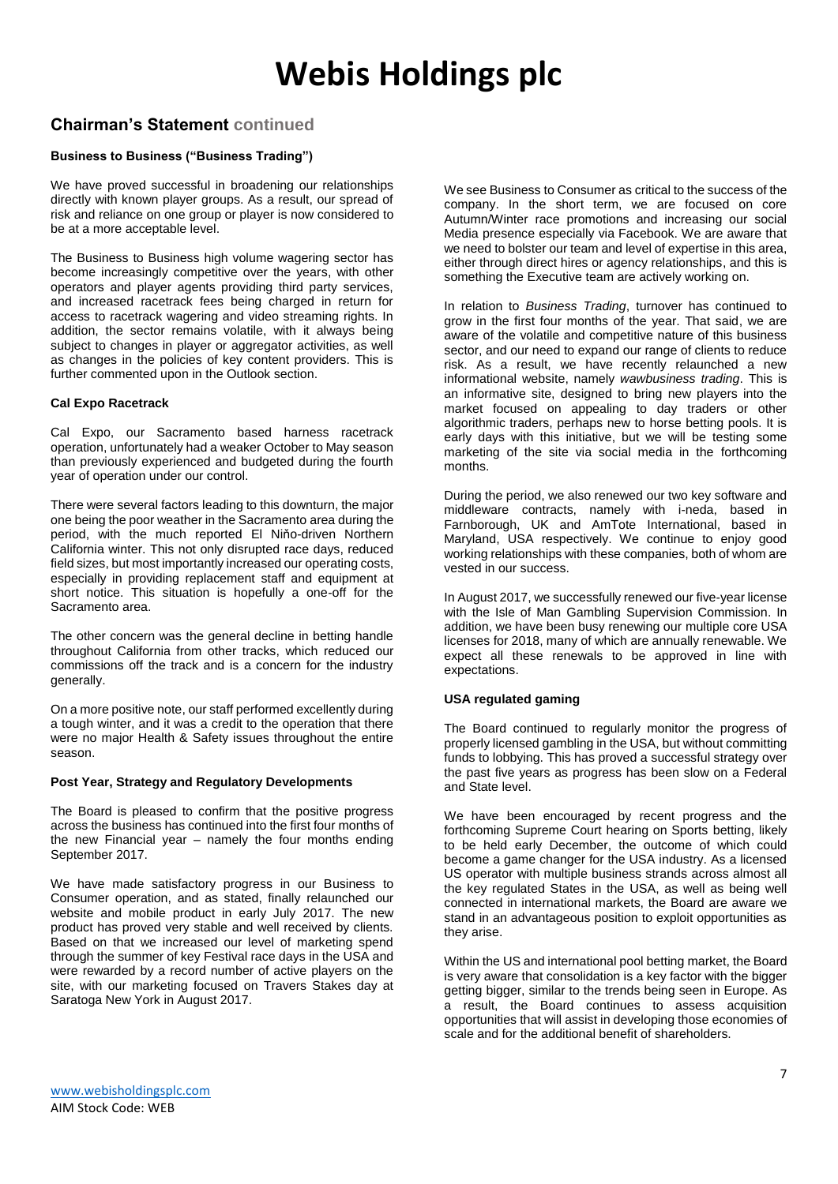## Chairman's Statement continued

### Business to Business ("Business Trading")

We have proved successful in broadening our relationships directly with known player groups. As a result, our spread of risk and reliance on one group or player is now considered to be at a more acceptable level.

The Business to Business high volume wagering sector has become increasingly competitive over the years, with other operators and player agents providing third party services, and increased racetrack fees being charged in return for access to racetrack wagering and video streaming rights. In addition, the sector remains volatile, with it always being subject to changes in player or aggregator activities, as well as changes in the policies of key content providers. This is further commented upon in the Outlook section.

### Cal Expo Racetrack

Cal Expo, our Sacramento based harness racetrack operation, unfortunately had a weaker October to May season than previously experienced and budgeted during the fourth year of operation under our control.

There were several factors leading to this downturn, the major one being the poor weather in the Sacramento area during the period, with the much reported El Niño-driven Northern California winter. This not only disrupted race days, reduced field sizes, but most importantly increased our operating costs, especially in providing replacement staff and equipment at short notice. This situation is hopefully a one-off for the Sacramento area.

The other concern was the general decline in betting handle throughout California from other tracks, which reduced our commissions off the track and is a concern for the industry generally.

On a more positive note, our staff performed excellently during a tough winter, and it was a credit to the operation that there were no major Health & Safety issues throughout the entire season.

### Post Year, Strategy and Regulatory Developments

The Board is pleased to confirm that the positive progress across the business has continued into the first four months of the new Financial year – namely the four months ending September 2017.

We have made satisfactory progress in our Business to Consumer operation, and as stated, finally relaunched our website and mobile product in early July 2017. The new product has proved very stable and well received by clients. Based on that we increased our level of marketing spend through the summer of key Festival race days in the USA and were rewarded by a record number of active players on the site, with our marketing focused on Travers Stakes day at Saratoga New York in August 2017.

We see Business to Consumer as critical to the success of the company. In the short term, we are focused on core Autumn/Winter race promotions and increasing our social Media presence especially via Facebook. We are aware that we need to bolster our team and level of expertise in this area, either through direct hires or agency relationships, and this is something the Executive team are actively working on.

In relation to *Business Trading*, turnover has continued to grow in the first four months of the year. That said, we are aware of the volatile and competitive nature of this business sector, and our need to expand our range of clients to reduce risk. As a result, we have recently relaunched a new informational website, namely *wawbusiness trading*. This is an informative site, designed to bring new players into the market focused on appealing to day traders or other algorithmic traders, perhaps new to horse betting pools. It is early days with this initiative, but we will be testing some marketing of the site via social media in the forthcoming months.

During the period, we also renewed our two key software and middleware contracts, namely with i-neda, based in Farnborough, UK and AmTote International, based in Maryland, USA respectively. We continue to enjoy good working relationships with these companies, both of whom are vested in our success.

In August 2017, we successfully renewed our five-year license with the Isle of Man Gambling Supervision Commission. In addition, we have been busy renewing our multiple core USA licenses for 2018, many of which are annually renewable. We expect all these renewals to be approved in line with expectations.

### USA regulated gaming

The Board continued to regularly monitor the progress of properly licensed gambling in the USA, but without committing funds to lobbying. This has proved a successful strategy over the past five years as progress has been slow on a Federal and State level.

We have been encouraged by recent progress and the forthcoming Supreme Court hearing on Sports betting, likely to be held early December, the outcome of which could become a game changer for the USA industry. As a licensed US operator with multiple business strands across almost all the key regulated States in the USA, as well as being well connected in international markets, the Board are aware we stand in an advantageous position to exploit opportunities as they arise.

Within the US and international pool betting market, the Board is very aware that consolidation is a key factor with the bigger getting bigger, similar to the trends being seen in Europe. As a result, the Board continues to assess acquisition opportunities that will assist in developing those economies of scale and for the additional benefit of shareholders.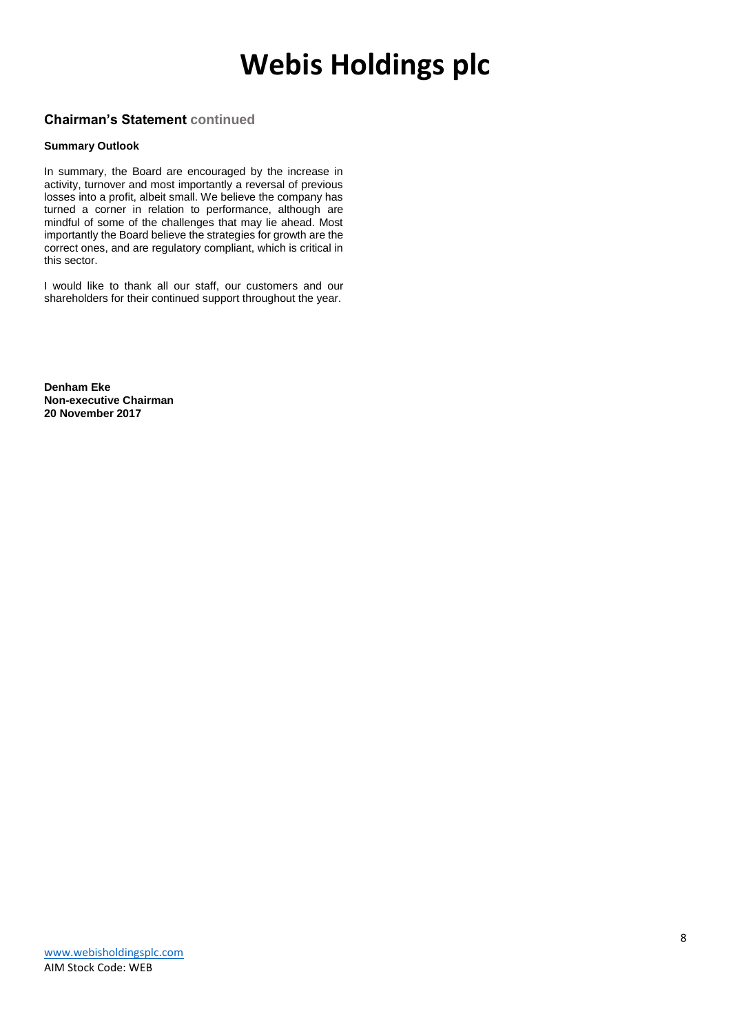## Chairman's Statement continued

### Summary Outlook

In summary, the Board are encouraged by the increase in activity, turnover and most importantly a reversal of previous losses into a profit, albeit small. We believe the company has turned a corner in relation to performance, although are mindful of some of the challenges that may lie ahead. Most importantly the Board believe the strategies for growth are the correct ones, and are regulatory compliant, which is critical in this sector.

I would like to thank all our staff, our customers and our shareholders for their continued support throughout the year.

**Denham Eke**
**Non-executive Chairman**
**20 November 2017**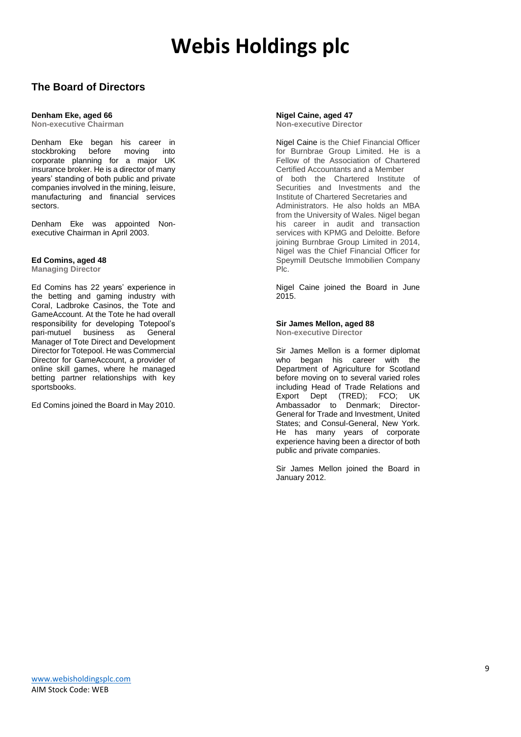# Webis Holdings plc

## The Board of Directors

**Denham Eke, aged 66**
**Non-executive Chairman**

Denham Eke began his career in stockbroking before moving into corporate planning for a major UK insurance broker. He is a director of many years' standing of both public and private companies involved in the mining, leisure, manufacturing and financial services sectors.

Denham Eke was appointed Non-executive Chairman in April 2003.

**Ed Comins, aged 48**
**Managing Director**

Ed Comins has 22 years' experience in the betting and gaming industry with Coral, Ladbroke Casinos, the Tote and GameAccount. At the Tote he had overall responsibility for developing Totepool's pari-mutuel business as General Manager of Tote Direct and Development Director for Totepool. He was Commercial Director for GameAccount, a provider of online skill games, where he managed betting partner relationships with key sportsbooks.

Ed Comins joined the Board in May 2010.

**Nigel Caine, aged 47**
**Non-executive Director**

Nigel Caine is the Chief Financial Officer for Burnbrae Group Limited. He is a Fellow of the Association of Chartered Certified Accountants and a Member of both the Chartered Institute of Securities and Investments and the Institute of Chartered Secretaries and Administrators. He also holds an MBA from the University of Wales. Nigel began his career in audit and transaction services with KPMG and Deloitte. Before joining Burnbrae Group Limited in 2014, Nigel was the Chief Financial Officer for Speymill Deutsche Immobilien Company Plc.

Nigel Caine joined the Board in June 2015.

**Sir James Mellon, aged 88**
**Non-executive Director**

Sir James Mellon is a former diplomat who began his career with the Department of Agriculture for Scotland before moving on to several varied roles including Head of Trade Relations and Export Dept (TRED); FCO; UK Ambassador to Denmark; Director-General for Trade and Investment, United States; and Consul-General, New York. He has many years of corporate experience having been a director of both public and private companies.

Sir James Mellon joined the Board in January 2012.

www.webisholdingsplc.com
AIM Stock Code: WEB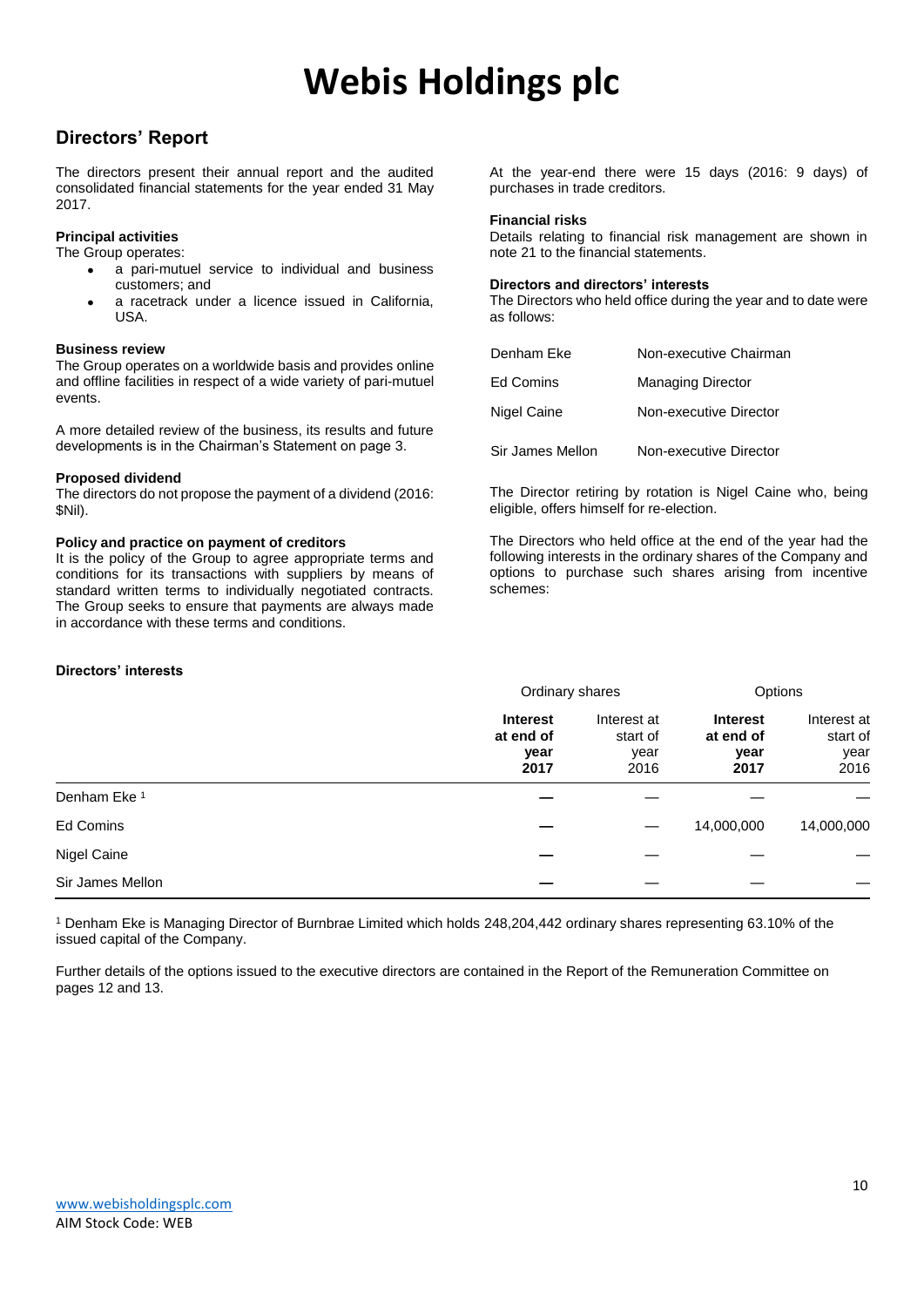# Webis Holdings plc

## Directors' Report

The directors present their annual report and the audited consolidated financial statements for the year ended 31 May 2017.

### Principal activities

The Group operates:

- a pari-mutuel service to individual and business customers; and
- a racetrack under a licence issued in California, USA.

### Business review

The Group operates on a worldwide basis and provides online and offline facilities in respect of a wide variety of pari-mutuel events.

A more detailed review of the business, its results and future developments is in the Chairman's Statement on page 3.

### Proposed dividend

The directors do not propose the payment of a dividend (2016: $Nil).

### Policy and practice on payment of creditors

It is the policy of the Group to agree appropriate terms and conditions for its transactions with suppliers by means of standard written terms to individually negotiated contracts. The Group seeks to ensure that payments are always made in accordance with these terms and conditions.

At the year-end there were 15 days (2016: 9 days) of purchases in trade creditors.

### Financial risks

Details relating to financial risk management are shown in note 21 to the financial statements.

### Directors and directors' interests

The Directors who held office during the year and to date were as follows:

| | |
|---|---|
| Denham Eke | Non-executive Chairman |
| Ed Comins | Managing Director |
| Nigel Caine | Non-executive Director |
| Sir James Mellon | Non-executive Director |

The Director retiring by rotation is Nigel Caine who, being eligible, offers himself for re-election.

The Directors who held office at the end of the year had the following interests in the ordinary shares of the Company and options to purchase such shares arising from incentive schemes:

### Directors' interests

| | Ordinary shares | | Options | |
|---|---|---|---|---|
| | **Interest at end of year 2017** | Interest at start of year 2016 | **Interest at end of year 2017** | Interest at start of year 2016 |
| Denham Eke [1] | — | — | — | — |
| Ed Comins | — | — | 14,000,000 | 14,000,000 |
| Nigel Caine | — | — | — | — |
| Sir James Mellon | — | — | — | — |

[1] Denham Eke is Managing Director of Burnbrae Limited which holds 248,204,442 ordinary shares representing 63.10% of the issued capital of the Company.

Further details of the options issued to the executive directors are contained in the Report of the Remuneration Committee on pages 12 and 13.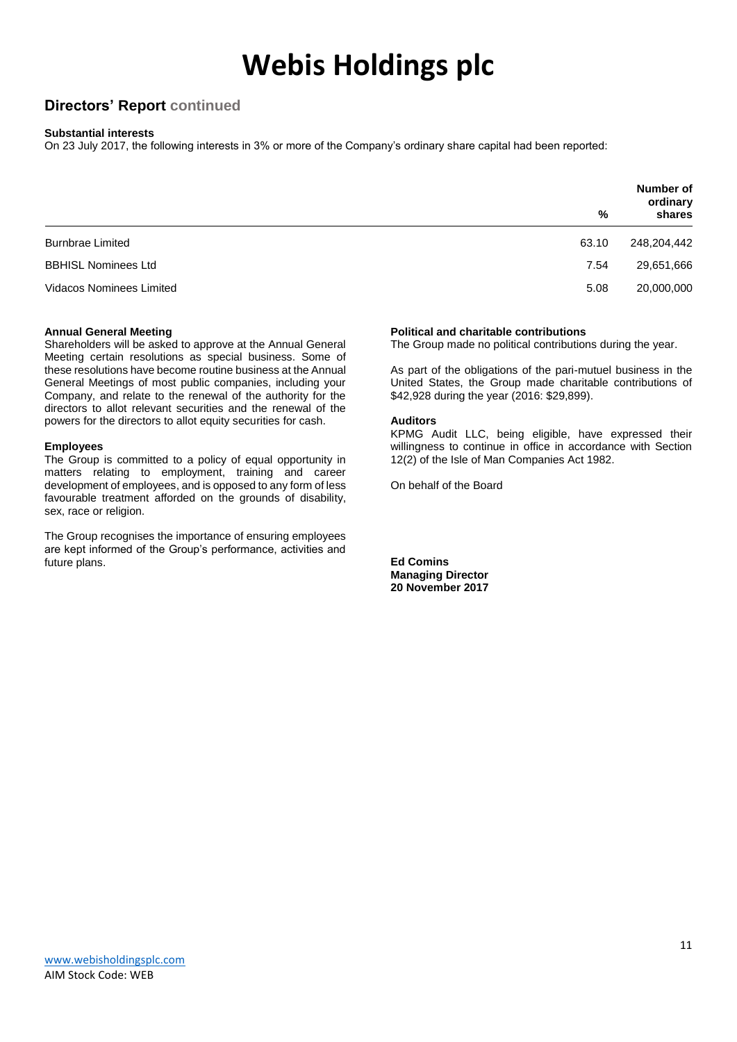# Webis Holdings plc

## Directors' Report continued

**Substantial interests**

On 23 July 2017, the following interests in 3% or more of the Company's ordinary share capital had been reported:

| | % | Number of ordinary shares |
|---|---|---|
| Burnbrae Limited | 63.10 | 248,204,442 |
| BBHISL Nominees Ltd | 7.54 | 29,651,666 |
| Vidacos Nominees Limited | 5.08 | 20,000,000 |

**Annual General Meeting**

Shareholders will be asked to approve at the Annual General Meeting certain resolutions as special business. Some of these resolutions have become routine business at the Annual General Meetings of most public companies, including your Company, and relate to the renewal of the authority for the directors to allot relevant securities and the renewal of the powers for the directors to allot equity securities for cash.

**Employees**

The Group is committed to a policy of equal opportunity in matters relating to employment, training and career development of employees, and is opposed to any form of less favourable treatment afforded on the grounds of disability, sex, race or religion.

The Group recognises the importance of ensuring employees are kept informed of the Group's performance, activities and future plans.

**Political and charitable contributions**

The Group made no political contributions during the year.

As part of the obligations of the pari-mutuel business in the United States, the Group made charitable contributions of $42,928 during the year (2016: $29,899).

**Auditors**

KPMG Audit LLC, being eligible, have expressed their willingness to continue in office in accordance with Section 12(2) of the Isle of Man Companies Act 1982.

On behalf of the Board

**Ed Comins**
**Managing Director**
**20 November 2017**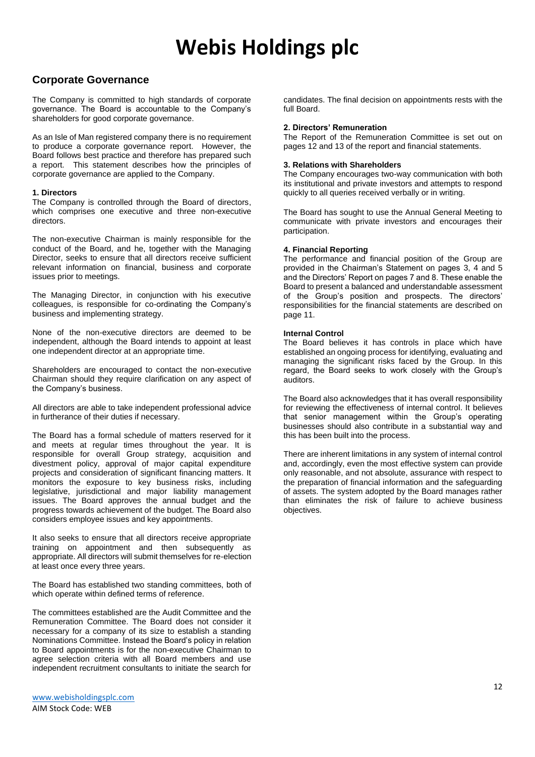# Webis Holdings plc

## Corporate Governance

The Company is committed to high standards of corporate governance. The Board is accountable to the Company's shareholders for good corporate governance.

As an Isle of Man registered company there is no requirement to produce a corporate governance report. However, the Board follows best practice and therefore has prepared such a report. This statement describes how the principles of corporate governance are applied to the Company.

### 1. Directors

The Company is controlled through the Board of directors, which comprises one executive and three non-executive directors.

The non-executive Chairman is mainly responsible for the conduct of the Board, and he, together with the Managing Director, seeks to ensure that all directors receive sufficient relevant information on financial, business and corporate issues prior to meetings.

The Managing Director, in conjunction with his executive colleagues, is responsible for co-ordinating the Company's business and implementing strategy.

None of the non-executive directors are deemed to be independent, although the Board intends to appoint at least one independent director at an appropriate time.

Shareholders are encouraged to contact the non-executive Chairman should they require clarification on any aspect of the Company's business.

All directors are able to take independent professional advice in furtherance of their duties if necessary.

The Board has a formal schedule of matters reserved for it and meets at regular times throughout the year. It is responsible for overall Group strategy, acquisition and divestment policy, approval of major capital expenditure projects and consideration of significant financing matters. It monitors the exposure to key business risks, including legislative, jurisdictional and major liability management issues. The Board approves the annual budget and the progress towards achievement of the budget. The Board also considers employee issues and key appointments.

It also seeks to ensure that all directors receive appropriate training on appointment and then subsequently as appropriate. All directors will submit themselves for re-election at least once every three years.

The Board has established two standing committees, both of which operate within defined terms of reference.

The committees established are the Audit Committee and the Remuneration Committee. The Board does not consider it necessary for a company of its size to establish a standing Nominations Committee. Instead the Board's policy in relation to Board appointments is for the non-executive Chairman to agree selection criteria with all Board members and use independent recruitment consultants to initiate the search for candidates. The final decision on appointments rests with the full Board.

### 2. Directors' Remuneration

The Report of the Remuneration Committee is set out on pages 12 and 13 of the report and financial statements.

### 3. Relations with Shareholders

The Company encourages two-way communication with both its institutional and private investors and attempts to respond quickly to all queries received verbally or in writing.

The Board has sought to use the Annual General Meeting to communicate with private investors and encourages their participation.

### 4. Financial Reporting

The performance and financial position of the Group are provided in the Chairman's Statement on pages 3, 4 and 5 and the Directors' Report on pages 7 and 8. These enable the Board to present a balanced and understandable assessment of the Group's position and prospects. The directors' responsibilities for the financial statements are described on page 11.

### Internal Control

The Board believes it has controls in place which have established an ongoing process for identifying, evaluating and managing the significant risks faced by the Group. In this regard, the Board seeks to work closely with the Group's auditors.

The Board also acknowledges that it has overall responsibility for reviewing the effectiveness of internal control. It believes that senior management within the Group's operating businesses should also contribute in a substantial way and this has been built into the process.

There are inherent limitations in any system of internal control and, accordingly, even the most effective system can provide only reasonable, and not absolute, assurance with respect to the preparation of financial information and the safeguarding of assets. The system adopted by the Board manages rather than eliminates the risk of failure to achieve business objectives.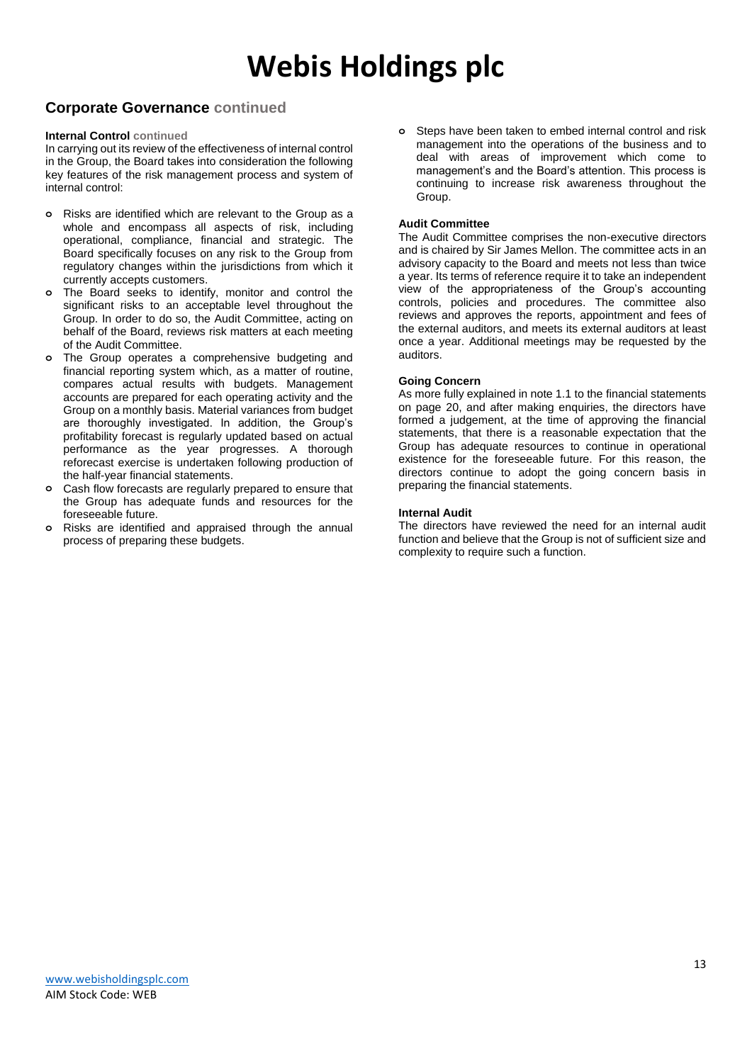# Webis Holdings plc

## Corporate Governance continued

### Internal Control continued

In carrying out its review of the effectiveness of internal control in the Group, the Board takes into consideration the following key features of the risk management process and system of internal control:

- Risks are identified which are relevant to the Group as a whole and encompass all aspects of risk, including operational, compliance, financial and strategic. The Board specifically focuses on any risk to the Group from regulatory changes within the jurisdictions from which it currently accepts customers.
- The Board seeks to identify, monitor and control the significant risks to an acceptable level throughout the Group. In order to do so, the Audit Committee, acting on behalf of the Board, reviews risk matters at each meeting of the Audit Committee.
- The Group operates a comprehensive budgeting and financial reporting system which, as a matter of routine, compares actual results with budgets. Management accounts are prepared for each operating activity and the Group on a monthly basis. Material variances from budget are thoroughly investigated. In addition, the Group's profitability forecast is regularly updated based on actual performance as the year progresses. A thorough reforecast exercise is undertaken following production of the half-year financial statements.
- Cash flow forecasts are regularly prepared to ensure that the Group has adequate funds and resources for the foreseeable future.
- Risks are identified and appraised through the annual process of preparing these budgets.
- Steps have been taken to embed internal control and risk management into the operations of the business and to deal with areas of improvement which come to management's and the Board's attention. This process is continuing to increase risk awareness throughout the Group.

### Audit Committee

The Audit Committee comprises the non-executive directors and is chaired by Sir James Mellon. The committee acts in an advisory capacity to the Board and meets not less than twice a year. Its terms of reference require it to take an independent view of the appropriateness of the Group's accounting controls, policies and procedures. The committee also reviews and approves the reports, appointment and fees of the external auditors, and meets its external auditors at least once a year. Additional meetings may be requested by the auditors.

### Going Concern

As more fully explained in note 1.1 to the financial statements on page 20, and after making enquiries, the directors have formed a judgement, at the time of approving the financial statements, that there is a reasonable expectation that the Group has adequate resources to continue in operational existence for the foreseeable future. For this reason, the directors continue to adopt the going concern basis in preparing the financial statements.

### Internal Audit

The directors have reviewed the need for an internal audit function and believe that the Group is not of sufficient size and complexity to require such a function.

www.webisholdingsplc.com
AIM Stock Code: WEB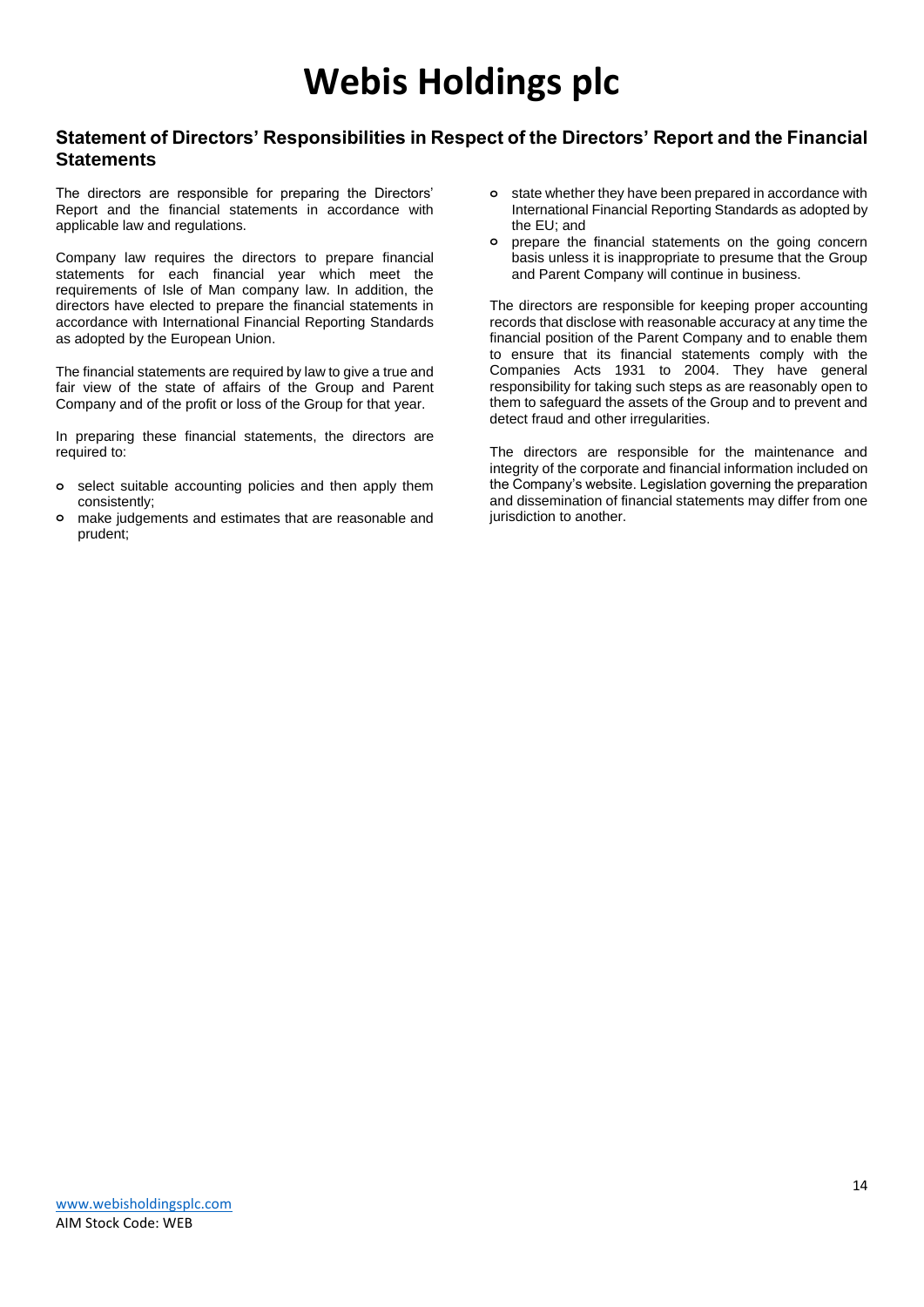# Webis Holdings plc

## Statement of Directors' Responsibilities in Respect of the Directors' Report and the Financial Statements

The directors are responsible for preparing the Directors' Report and the financial statements in accordance with applicable law and regulations.

Company law requires the directors to prepare financial statements for each financial year which meet the requirements of Isle of Man company law. In addition, the directors have elected to prepare the financial statements in accordance with International Financial Reporting Standards as adopted by the European Union.

The financial statements are required by law to give a true and fair view of the state of affairs of the Group and Parent Company and of the profit or loss of the Group for that year.

In preparing these financial statements, the directors are required to:

- select suitable accounting policies and then apply them consistently;
- make judgements and estimates that are reasonable and prudent;
- state whether they have been prepared in accordance with International Financial Reporting Standards as adopted by the EU; and
- prepare the financial statements on the going concern basis unless it is inappropriate to presume that the Group and Parent Company will continue in business.

The directors are responsible for keeping proper accounting records that disclose with reasonable accuracy at any time the financial position of the Parent Company and to enable them to ensure that its financial statements comply with the Companies Acts 1931 to 2004. They have general responsibility for taking such steps as are reasonably open to them to safeguard the assets of the Group and to prevent and detect fraud and other irregularities.

The directors are responsible for the maintenance and integrity of the corporate and financial information included on the Company's website. Legislation governing the preparation and dissemination of financial statements may differ from one jurisdiction to another.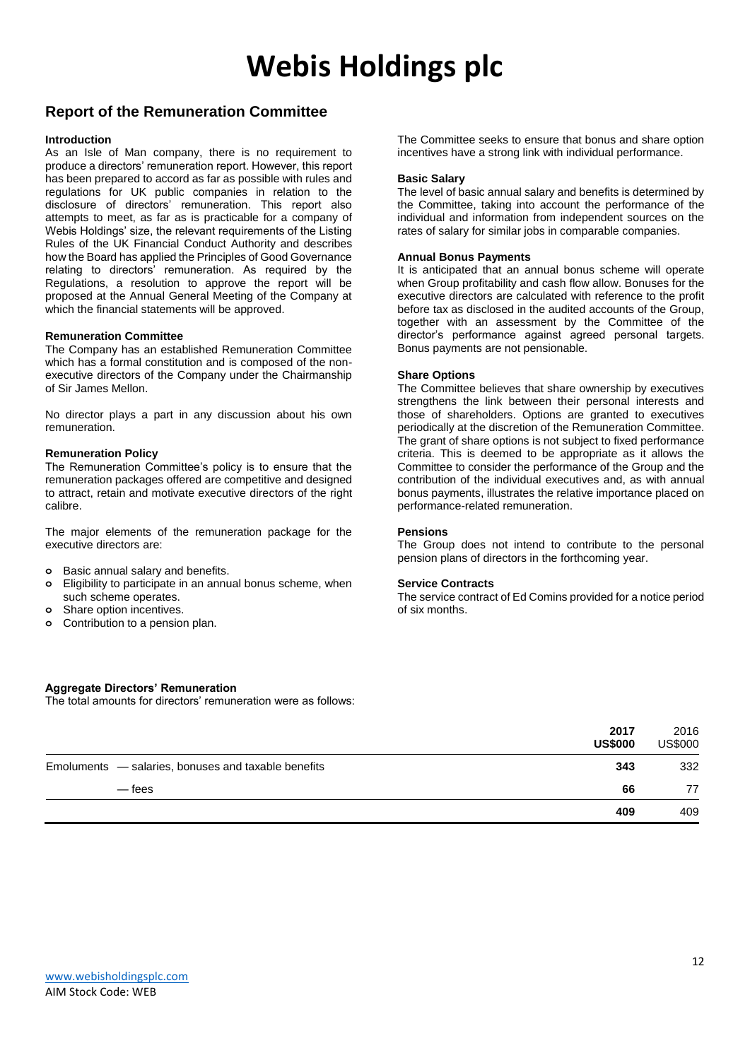# Webis Holdings plc

## Report of the Remuneration Committee

### Introduction

As an Isle of Man company, there is no requirement to produce a directors' remuneration report. However, this report has been prepared to accord as far as possible with rules and regulations for UK public companies in relation to the disclosure of directors' remuneration. This report also attempts to meet, as far as is practicable for a company of Webis Holdings' size, the relevant requirements of the Listing Rules of the UK Financial Conduct Authority and describes how the Board has applied the Principles of Good Governance relating to directors' remuneration. As required by the Regulations, a resolution to approve the report will be proposed at the Annual General Meeting of the Company at which the financial statements will be approved.

### Remuneration Committee

The Company has an established Remuneration Committee which has a formal constitution and is composed of the non-executive directors of the Company under the Chairmanship of Sir James Mellon.

No director plays a part in any discussion about his own remuneration.

### Remuneration Policy

The Remuneration Committee's policy is to ensure that the remuneration packages offered are competitive and designed to attract, retain and motivate executive directors of the right calibre.

The major elements of the remuneration package for the executive directors are:

- Basic annual salary and benefits.
- Eligibility to participate in an annual bonus scheme, when such scheme operates.
- Share option incentives.
- Contribution to a pension plan.

The Committee seeks to ensure that bonus and share option incentives have a strong link with individual performance.

### Basic Salary

The level of basic annual salary and benefits is determined by the Committee, taking into account the performance of the individual and information from independent sources on the rates of salary for similar jobs in comparable companies.

### Annual Bonus Payments

It is anticipated that an annual bonus scheme will operate when Group profitability and cash flow allow. Bonuses for the executive directors are calculated with reference to the profit before tax as disclosed in the audited accounts of the Group, together with an assessment by the Committee of the director's performance against agreed personal targets. Bonus payments are not pensionable.

### Share Options

The Committee believes that share ownership by executives strengthens the link between their personal interests and those of shareholders. Options are granted to executives periodically at the discretion of the Remuneration Committee. The grant of share options is not subject to fixed performance criteria. This is deemed to be appropriate as it allows the Committee to consider the performance of the Group and the contribution of the individual executives and, as with annual bonus payments, illustrates the relative importance placed on performance-related remuneration.

### Pensions

The Group does not intend to contribute to the personal pension plans of directors in the forthcoming year.

### Service Contracts

The service contract of Ed Comins provided for a notice period of six months.

### Aggregate Directors' Remuneration

The total amounts for directors' remuneration were as follows:

| | **2017 US$000** | 2016 US$000 |
|---|---|---|
| Emoluments — salaries, bonuses and taxable benefits | **343** | 332 |
| — fees | **66** | 77 |
| | **409** | 409 |

www.webisholdingsplc.com
AIM Stock Code: WEB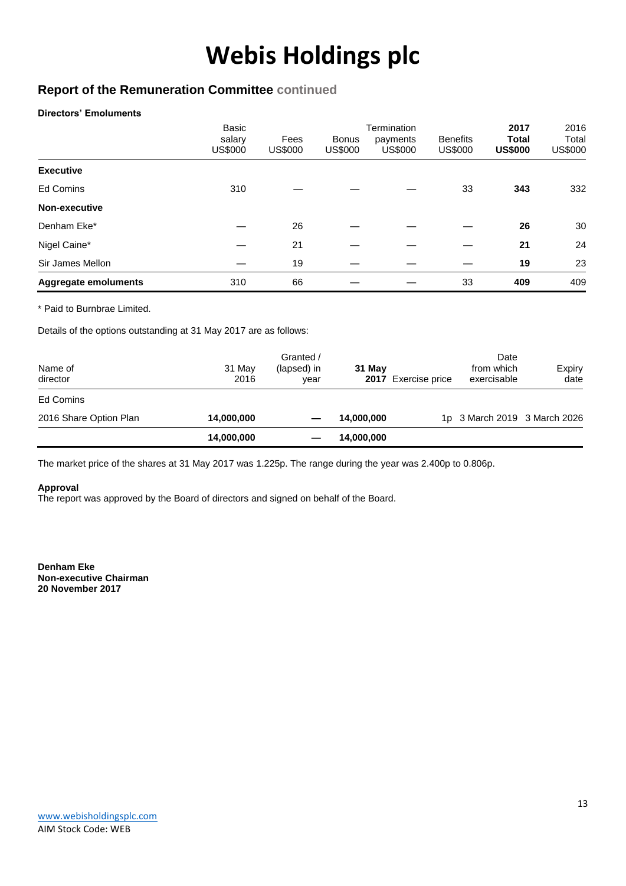# Webis Holdings plc

## Report of the Remuneration Committee continued

**Directors' Emoluments**

| | Basic salary US$000 | Fees US$000 | Bonus US$000 | Termination payments US$000 | Benefits US$000 | **2017 Total US$000** | 2016 Total US$000 |
|---|---|---|---|---|---|---|---|
| **Executive** | | | | | | | |
| Ed Comins | 310 | — | — | — | 33 | **343** | 332 |
| **Non-executive** | | | | | | | |
| Denham Eke* | — | 26 | — | — | — | **26** | 30 |
| Nigel Caine* | — | 21 | — | — | — | **21** | 24 |
| Sir James Mellon | — | 19 | — | — | — | **19** | 23 |
| **Aggregate emoluments** | 310 | 66 | — | — | 33 | **409** | 409 |

* Paid to Burnbrae Limited.

Details of the options outstanding at 31 May 2017 are as follows:

| Name of director | 31 May 2016 | Granted / (lapsed) in year | **31 May 2017** | Exercise price | Date from which exercisable | Expiry date |
|---|---|---|---|---|---|---|
| Ed Comins | | | | | | |
| 2016 Share Option Plan | **14,000,000** | — | **14,000,000** | 1p | 3 March 2019 | 3 March 2026 |
| | **14,000,000** | — | **14,000,000** | | | |

The market price of the shares at 31 May 2017 was 1.225p. The range during the year was 2.400p to 0.806p.

**Approval**

The report was approved by the Board of directors and signed on behalf of the Board.

**Denham Eke**
**Non-executive Chairman**
**20 November 2017**

www.webisholdingsplc.com
AIM Stock Code: WEB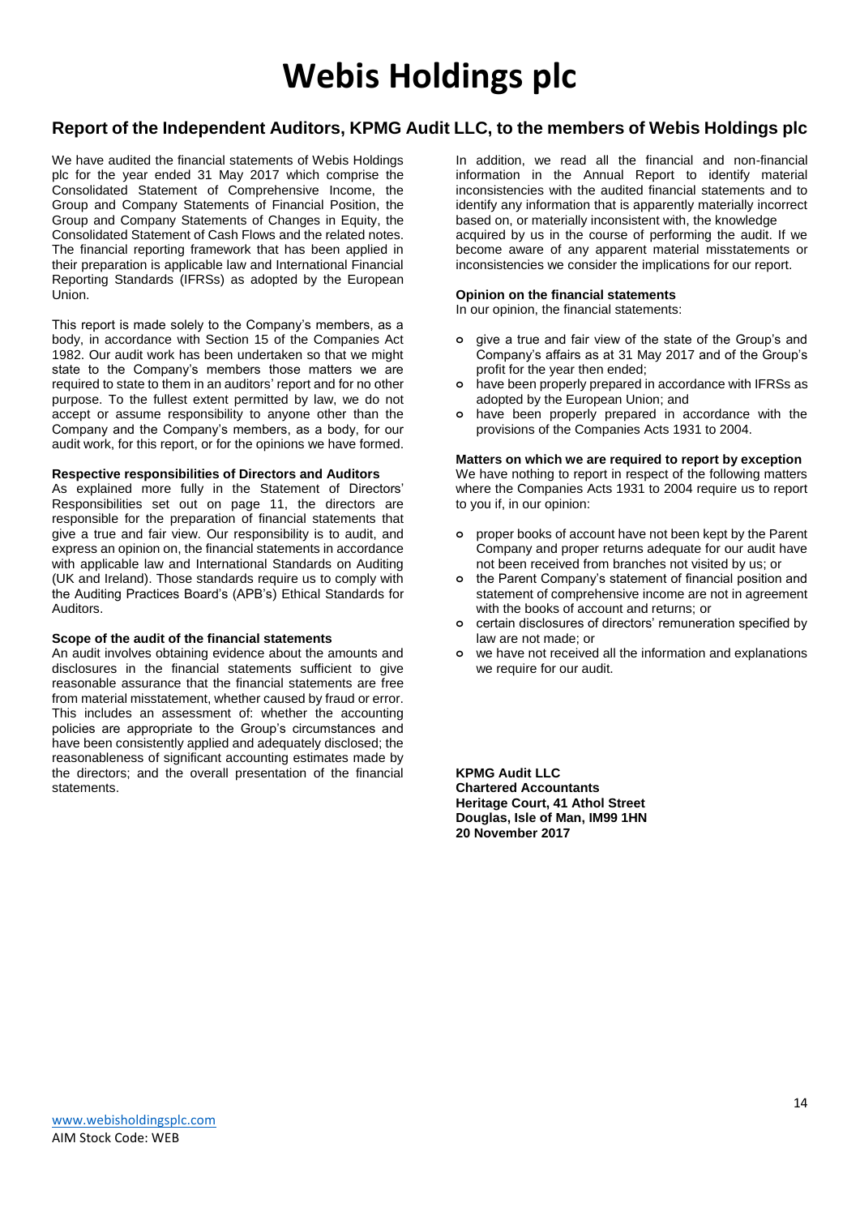# Webis Holdings plc

## Report of the Independent Auditors, KPMG Audit LLC, to the members of Webis Holdings plc

We have audited the financial statements of Webis Holdings plc for the year ended 31 May 2017 which comprise the Consolidated Statement of Comprehensive Income, the Group and Company Statements of Financial Position, the Group and Company Statements of Changes in Equity, the Consolidated Statement of Cash Flows and the related notes. The financial reporting framework that has been applied in their preparation is applicable law and International Financial Reporting Standards (IFRSs) as adopted by the European Union.

This report is made solely to the Company's members, as a body, in accordance with Section 15 of the Companies Act 1982. Our audit work has been undertaken so that we might state to the Company's members those matters we are required to state to them in an auditors' report and for no other purpose. To the fullest extent permitted by law, we do not accept or assume responsibility to anyone other than the Company and the Company's members, as a body, for our audit work, for this report, or for the opinions we have formed.

**Respective responsibilities of Directors and Auditors**

As explained more fully in the Statement of Directors' Responsibilities set out on page 11, the directors are responsible for the preparation of financial statements that give a true and fair view. Our responsibility is to audit, and express an opinion on, the financial statements in accordance with applicable law and International Standards on Auditing (UK and Ireland). Those standards require us to comply with the Auditing Practices Board's (APB's) Ethical Standards for Auditors.

**Scope of the audit of the financial statements**

An audit involves obtaining evidence about the amounts and disclosures in the financial statements sufficient to give reasonable assurance that the financial statements are free from material misstatement, whether caused by fraud or error. This includes an assessment of: whether the accounting policies are appropriate to the Group's circumstances and have been consistently applied and adequately disclosed; the reasonableness of significant accounting estimates made by the directors; and the overall presentation of the financial statements.

In addition, we read all the financial and non-financial information in the Annual Report to identify material inconsistencies with the audited financial statements and to identify any information that is apparently materially incorrect based on, or materially inconsistent with, the knowledge acquired by us in the course of performing the audit. If we become aware of any apparent material misstatements or inconsistencies we consider the implications for our report.

**Opinion on the financial statements**

In our opinion, the financial statements:

- give a true and fair view of the state of the Group's and Company's affairs as at 31 May 2017 and of the Group's profit for the year then ended;
- have been properly prepared in accordance with IFRSs as adopted by the European Union; and
- have been properly prepared in accordance with the provisions of the Companies Acts 1931 to 2004.

**Matters on which we are required to report by exception**

We have nothing to report in respect of the following matters where the Companies Acts 1931 to 2004 require us to report to you if, in our opinion:

- proper books of account have not been kept by the Parent Company and proper returns adequate for our audit have not been received from branches not visited by us; or
- the Parent Company's statement of financial position and statement of comprehensive income are not in agreement with the books of account and returns; or
- certain disclosures of directors' remuneration specified by law are not made; or
- we have not received all the information and explanations we require for our audit.

**KPMG Audit LLC**
**Chartered Accountants**
**Heritage Court, 41 Athol Street**
**Douglas, Isle of Man, IM99 1HN**
**20 November 2017**

www.webisholdingsplc.com
AIM Stock Code: WEB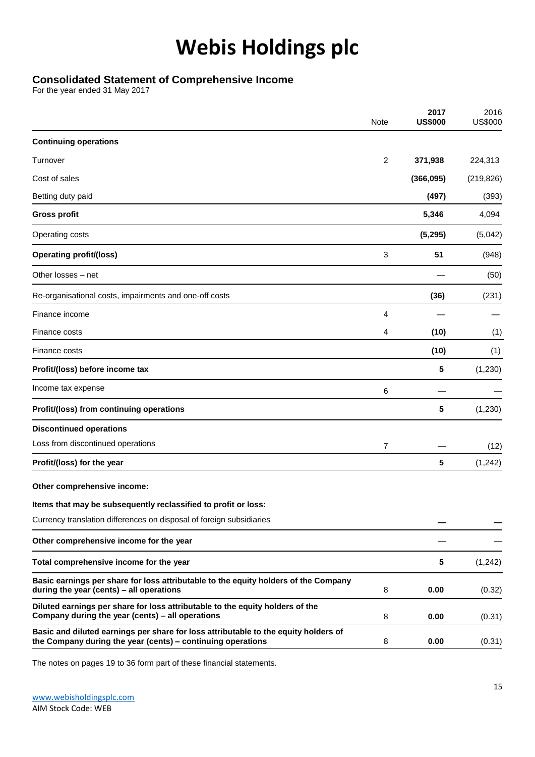# Webis Holdings plc

## Consolidated Statement of Comprehensive Income

For the year ended 31 May 2017

| | Note | **2017 US$000** | 2016 US$000 |
|---|---|---|---|
| **Continuing operations** | | | |
| Turnover | 2 | **371,938** | 224,313 |
| Cost of sales | | **(366,095)** | (219,826) |
| Betting duty paid | | **(497)** | (393) |
| **Gross profit** | | **5,346** | 4,094 |
| Operating costs | | **(5,295)** | (5,042) |
| **Operating profit/(loss)** | 3 | **51** | (948) |
| Other losses – net | | — | (50) |
| Re-organisational costs, impairments and one-off costs | | **(36)** | (231) |
| Finance income | 4 | — | — |
| Finance costs | 4 | **(10)** | (1) |
| Finance costs | | **(10)** | (1) |
| **Profit/(loss) before income tax** | | **5** | (1,230) |
| Income tax expense | 6 | — | — |
| **Profit/(loss) from continuing operations** | | **5** | (1,230) |
| **Discontinued operations** | | | |
| Loss from discontinued operations | 7 | — | (12) |
| **Profit/(loss) for the year** | | **5** | (1,242) |
| **Other comprehensive income:** | | | |
| **Items that may be subsequently reclassified to profit or loss:** | | | |
| Currency translation differences on disposal of foreign subsidiaries | | **—** | **—** |
| **Other comprehensive income for the year** | | — | — |
| **Total comprehensive income for the year** | | **5** | (1,242) |
| **Basic earnings per share for loss attributable to the equity holders of the Company during the year (cents) – all operations** | 8 | **0.00** | (0.32) |
| **Diluted earnings per share for loss attributable to the equity holders of the Company during the year (cents) – all operations** | 8 | **0.00** | (0.31) |
| **Basic and diluted earnings per share for loss attributable to the equity holders of the Company during the year (cents) – continuing operations** | 8 | **0.00** | (0.31) |

The notes on pages 19 to 36 form part of these financial statements.

www.webisholdingsplc.com
AIM Stock Code: WEB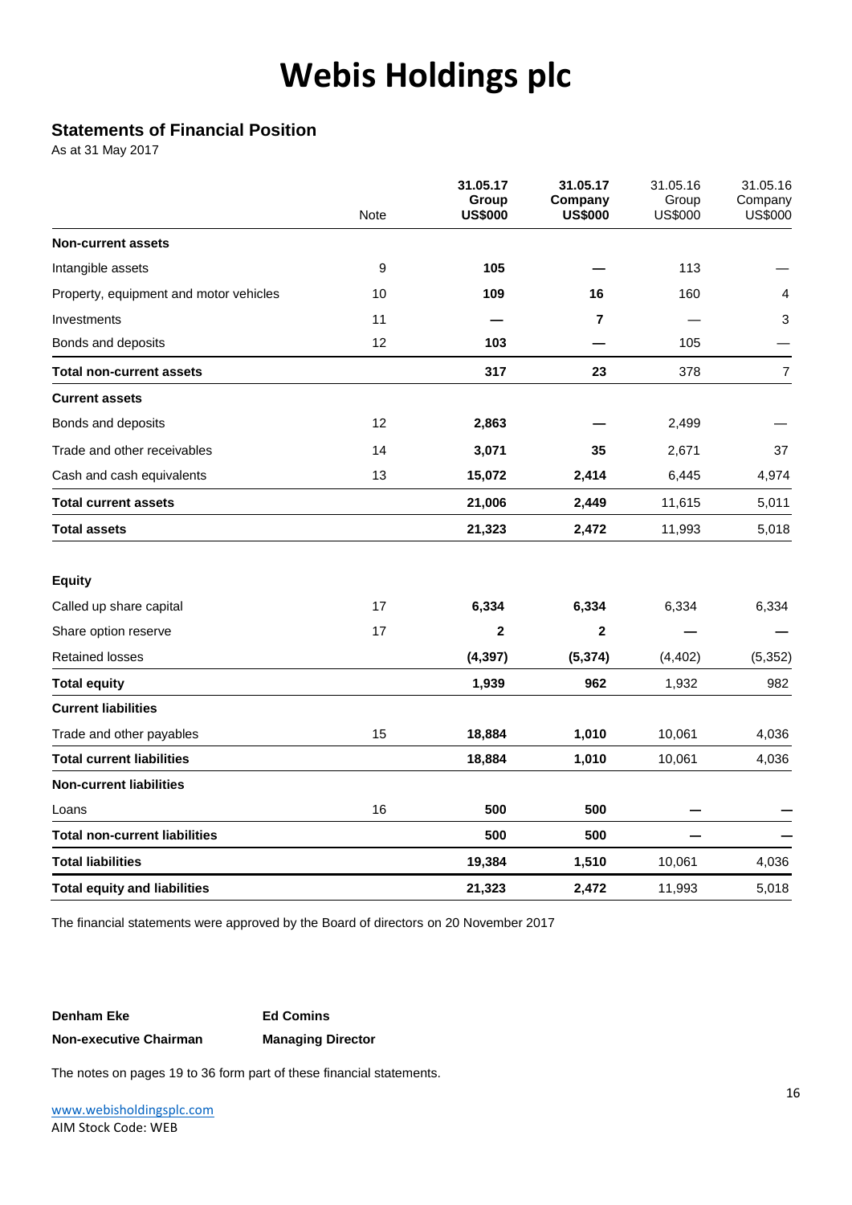# Webis Holdings plc

## Statements of Financial Position

As at 31 May 2017

| | Note | **31.05.17 Group US$000** | **31.05.17 Company US$000** | 31.05.16 Group US$000 | 31.05.16 Company US$000 |
|---|---|---|---|---|---|
| **Non-current assets** | | | | | |
| Intangible assets | 9 | **105** | **—** | 113 | — |
| Property, equipment and motor vehicles | 10 | **109** | **16** | 160 | 4 |
| Investments | 11 | **—** | **7** | — | 3 |
| Bonds and deposits | 12 | **103** | **—** | 105 | — |
| **Total non-current assets** | | **317** | **23** | 378 | 7 |
| **Current assets** | | | | | |
| Bonds and deposits | 12 | **2,863** | **—** | 2,499 | — |
| Trade and other receivables | 14 | **3,071** | **35** | 2,671 | 37 |
| Cash and cash equivalents | 13 | **15,072** | **2,414** | 6,445 | 4,974 |
| **Total current assets** | | **21,006** | **2,449** | 11,615 | 5,011 |
| **Total assets** | | **21,323** | **2,472** | 11,993 | 5,018 |
| | | | | | |
| **Equity** | | | | | |
| Called up share capital | 17 | **6,334** | **6,334** | 6,334 | 6,334 |
| Share option reserve | 17 | **2** | **2** | — | — |
| Retained losses | | **(4,397)** | **(5,374)** | (4,402) | (5,352) |
| **Total equity** | | **1,939** | **962** | 1,932 | 982 |
| **Current liabilities** | | | | | |
| Trade and other payables | 15 | **18,884** | **1,010** | 10,061 | 4,036 |
| **Total current liabilities** | | **18,884** | **1,010** | 10,061 | 4,036 |
| **Non-current liabilities** | | | | | |
| Loans | 16 | **500** | **500** | — | — |
| **Total non-current liabilities** | | **500** | **500** | — | — |
| **Total liabilities** | | **19,384** | **1,510** | 10,061 | 4,036 |
| **Total equity and liabilities** | | **21,323** | **2,472** | 11,993 | 5,018 |

The financial statements were approved by the Board of directors on 20 November 2017

**Denham Eke** — **Non-executive Chairman**

**Ed Comins** — **Managing Director**

The notes on pages 19 to 36 form part of these financial statements.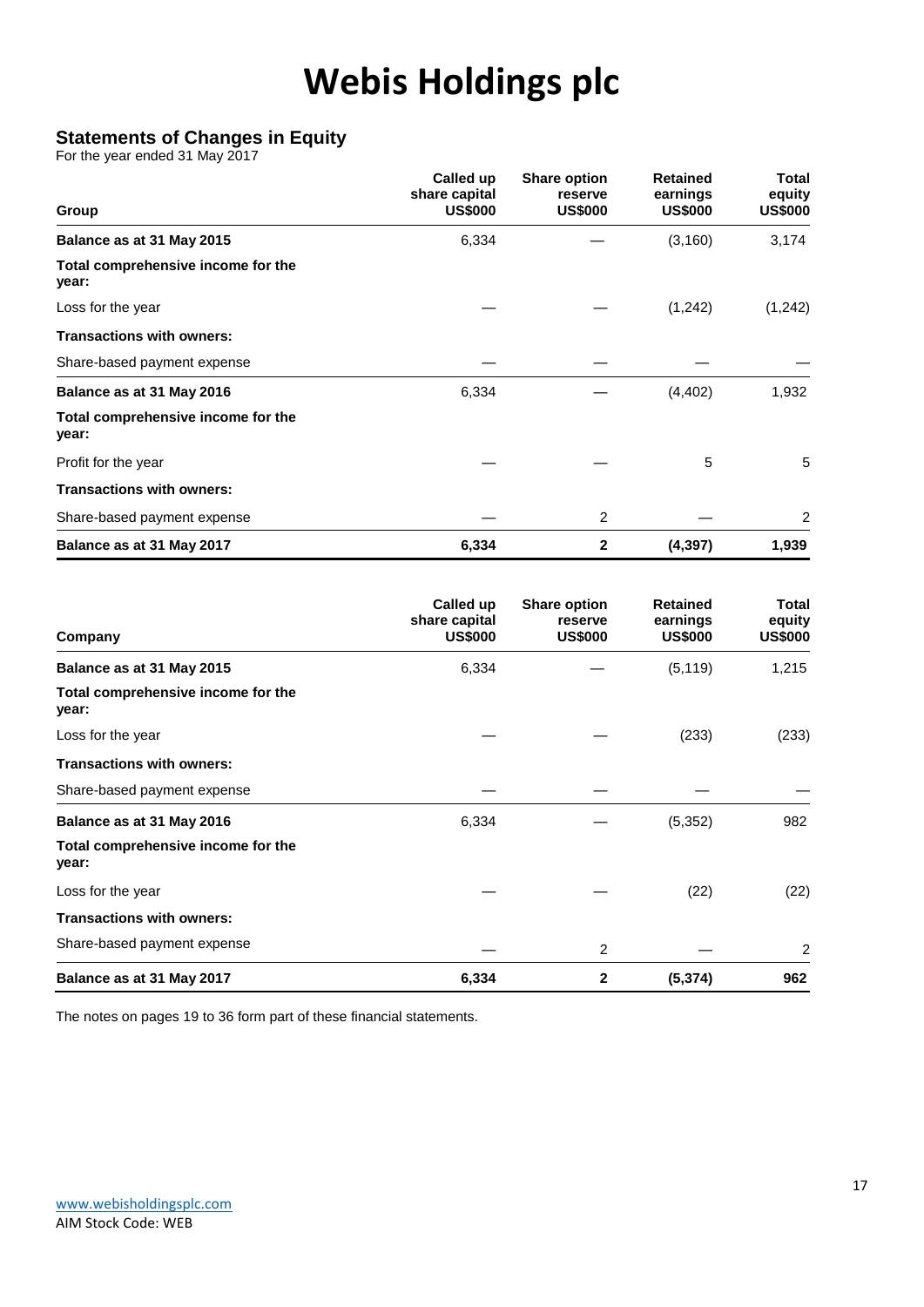# Webis Holdings plc

## Statements of Changes in Equity

For the year ended 31 May 2017

| Group | Called up share capital US$000 | Share option reserve US$000 | Retained earnings US$000 | Total equity US$000 |
|---|---|---|---|---|
| **Balance as at 31 May 2015** | 6,334 | — | (3,160) | 3,174 |
| **Total comprehensive income for the year:** | | | | |
| Loss for the year | — | — | (1,242) | (1,242) |
| **Transactions with owners:** | | | | |
| Share-based payment expense | — | — | — | — |
| **Balance as at 31 May 2016** | 6,334 | — | (4,402) | 1,932 |
| **Total comprehensive income for the year:** | | | | |
| Profit for the year | — | — | 5 | 5 |
| **Transactions with owners:** | | | | |
| Share-based payment expense | — | 2 | — | 2 |
| **Balance as at 31 May 2017** | **6,334** | **2** | **(4,397)** | **1,939** |

| Company | Called up share capital US$000 | Share option reserve US$000 | Retained earnings US$000 | Total equity US$000 |
|---|---|---|---|---|
| **Balance as at 31 May 2015** | 6,334 | — | (5,119) | 1,215 |
| **Total comprehensive income for the year:** | | | | |
| Loss for the year | — | — | (233) | (233) |
| **Transactions with owners:** | | | | |
| Share-based payment expense | — | — | — | — |
| **Balance as at 31 May 2016** | 6,334 | — | (5,352) | 982 |
| **Total comprehensive income for the year:** | | | | |
| Loss for the year | — | — | (22) | (22) |
| **Transactions with owners:** | | | | |
| Share-based payment expense | — | 2 | — | 2 |
| **Balance as at 31 May 2017** | **6,334** | **2** | **(5,374)** | **962** |

The notes on pages 19 to 36 form part of these financial statements.

www.webisholdingsplc.com
AIM Stock Code: WEB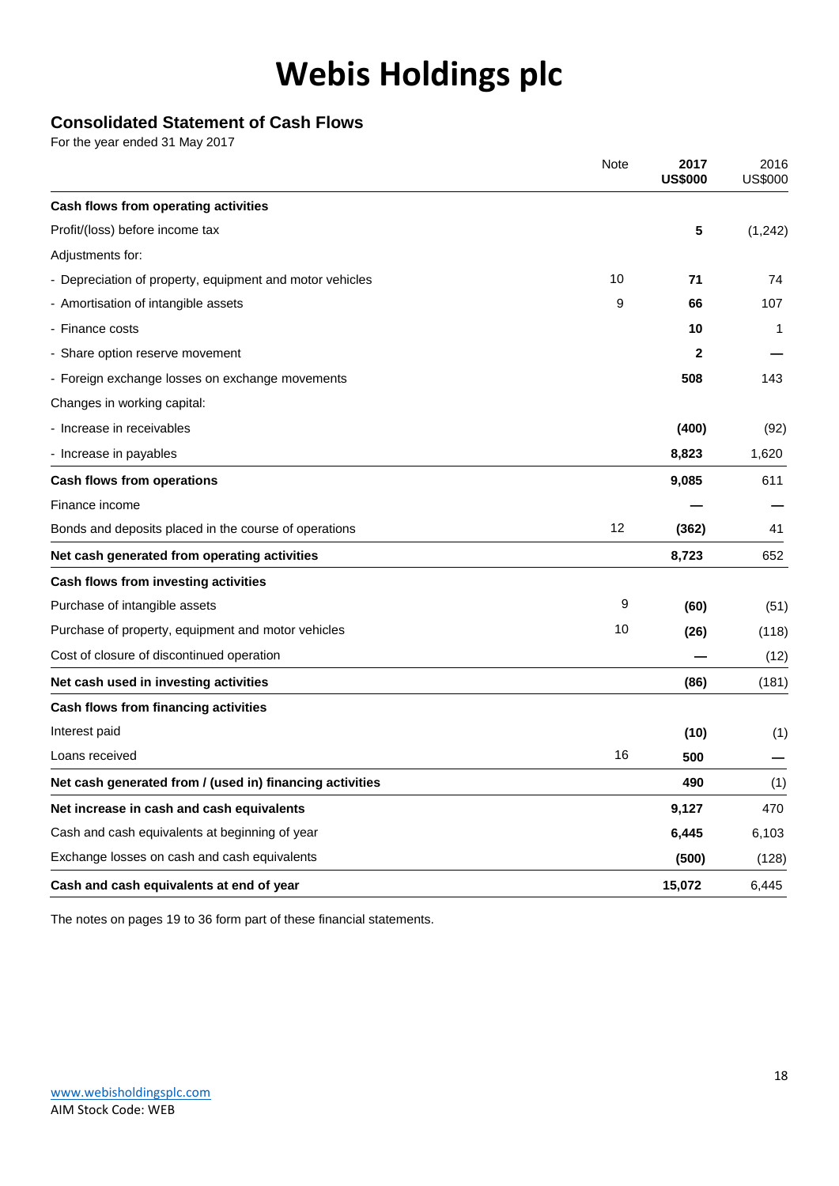# Webis Holdings plc

## Consolidated Statement of Cash Flows

For the year ended 31 May 2017

| | Note | **2017 US$000** | 2016 US$000 |
|---|---|---|---|
| **Cash flows from operating activities** | | | |
| Profit/(loss) before income tax | | **5** | (1,242) |
| Adjustments for: | | | |
| - Depreciation of property, equipment and motor vehicles | 10 | **71** | 74 |
| - Amortisation of intangible assets | 9 | **66** | 107 |
| - Finance costs | | **10** | 1 |
| - Share option reserve movement | | **2** | — |
| - Foreign exchange losses on exchange movements | | **508** | 143 |
| Changes in working capital: | | | |
| - Increase in receivables | | **(400)** | (92) |
| - Increase in payables | | **8,823** | 1,620 |
| **Cash flows from operations** | | **9,085** | 611 |
| Finance income | | **—** | — |
| Bonds and deposits placed in the course of operations | 12 | **(362)** | 41 |
| **Net cash generated from operating activities** | | **8,723** | 652 |
| **Cash flows from investing activities** | | | |
| Purchase of intangible assets | 9 | **(60)** | (51) |
| Purchase of property, equipment and motor vehicles | 10 | **(26)** | (118) |
| Cost of closure of discontinued operation | | **—** | (12) |
| **Net cash used in investing activities** | | **(86)** | (181) |
| **Cash flows from financing activities** | | | |
| Interest paid | | **(10)** | (1) |
| Loans received | 16 | **500** | — |
| **Net cash generated from / (used in) financing activities** | | **490** | (1) |
| **Net increase in cash and cash equivalents** | | **9,127** | 470 |
| Cash and cash equivalents at beginning of year | | **6,445** | 6,103 |
| Exchange losses on cash and cash equivalents | | **(500)** | (128) |
| **Cash and cash equivalents at end of year** | | **15,072** | 6,445 |

The notes on pages 19 to 36 form part of these financial statements.

www.webisholdingsplc.com
AIM Stock Code: WEB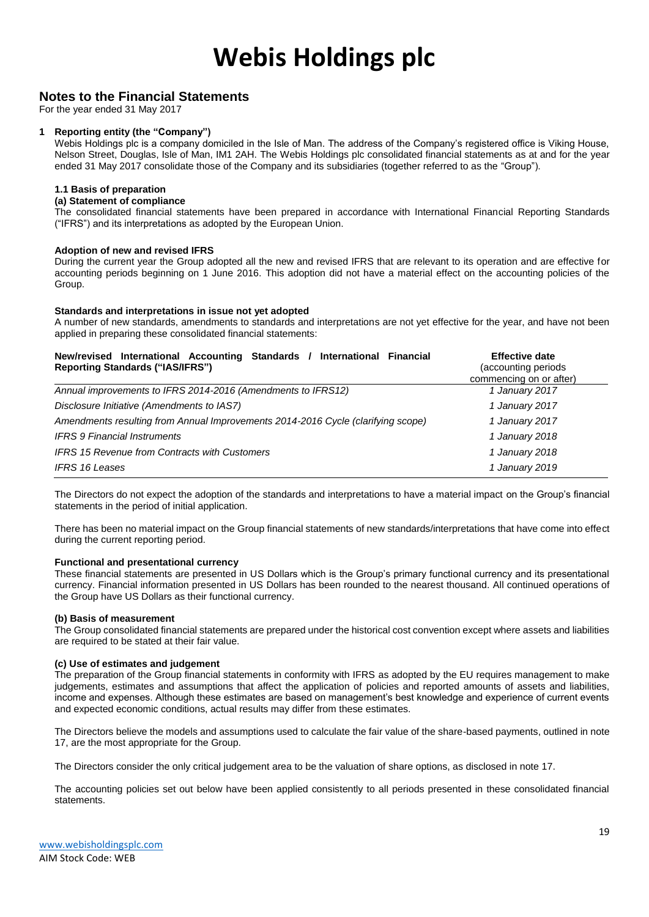# Webis Holdings plc

## Notes to the Financial Statements

For the year ended 31 May 2017

### 1 Reporting entity (the "Company")

Webis Holdings plc is a company domiciled in the Isle of Man. The address of the Company's registered office is Viking House, Nelson Street, Douglas, Isle of Man, IM1 2AH. The Webis Holdings plc consolidated financial statements as at and for the year ended 31 May 2017 consolidate those of the Company and its subsidiaries (together referred to as the "Group").

#### 1.1 Basis of preparation

**(a) Statement of compliance**

The consolidated financial statements have been prepared in accordance with International Financial Reporting Standards ("IFRS") and its interpretations as adopted by the European Union.

**Adoption of new and revised IFRS**

During the current year the Group adopted all the new and revised IFRS that are relevant to its operation and are effective for accounting periods beginning on 1 June 2016. This adoption did not have a material effect on the accounting policies of the Group.

**Standards and interpretations in issue not yet adopted**

A number of new standards, amendments to standards and interpretations are not yet effective for the year, and have not been applied in preparing these consolidated financial statements:

| New/revised International Accounting Standards / International Financial Reporting Standards ("IAS/IFRS") | Effective date (accounting periods commencing on or after) |
|---|---|
| *Annual improvements to IFRS 2014-2016 (Amendments to IFRS12)* | *1 January 2017* |
| *Disclosure Initiative (Amendments to IAS7)* | *1 January 2017* |
| *Amendments resulting from Annual Improvements 2014-2016 Cycle (clarifying scope)* | *1 January 2017* |
| *IFRS 9 Financial Instruments* | *1 January 2018* |
| *IFRS 15 Revenue from Contracts with Customers* | *1 January 2018* |
| *IFRS 16 Leases* | *1 January 2019* |

The Directors do not expect the adoption of the standards and interpretations to have a material impact on the Group's financial statements in the period of initial application.

There has been no material impact on the Group financial statements of new standards/interpretations that have come into effect during the current reporting period.

**Functional and presentational currency**

These financial statements are presented in US Dollars which is the Group's primary functional currency and its presentational currency. Financial information presented in US Dollars has been rounded to the nearest thousand. All continued operations of the Group have US Dollars as their functional currency.

**(b) Basis of measurement**

The Group consolidated financial statements are prepared under the historical cost convention except where assets and liabilities are required to be stated at their fair value.

**(c) Use of estimates and judgement**

The preparation of the Group financial statements in conformity with IFRS as adopted by the EU requires management to make judgements, estimates and assumptions that affect the application of policies and reported amounts of assets and liabilities, income and expenses. Although these estimates are based on management's best knowledge and experience of current events and expected economic conditions, actual results may differ from these estimates.

The Directors believe the models and assumptions used to calculate the fair value of the share-based payments, outlined in note 17, are the most appropriate for the Group.

The Directors consider the only critical judgement area to be the valuation of share options, as disclosed in note 17.

The accounting policies set out below have been applied consistently to all periods presented in these consolidated financial statements.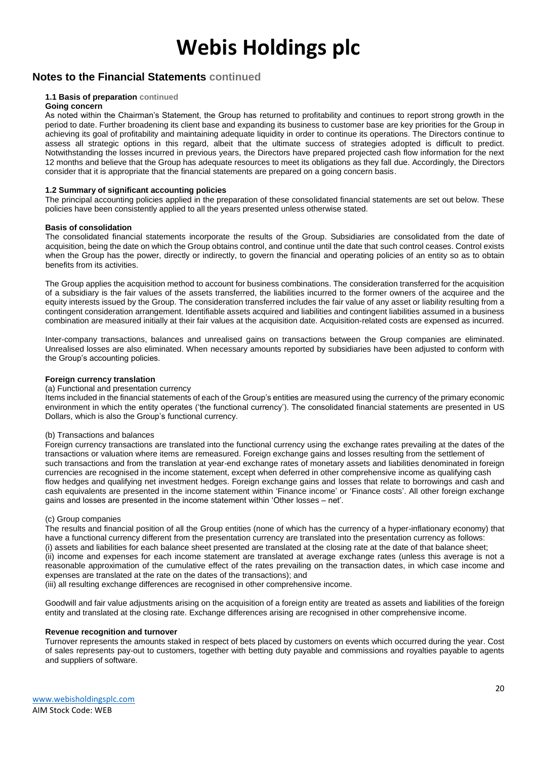## Notes to the Financial Statements continued

### 1.1 Basis of preparation continued

**Going concern**

As noted within the Chairman's Statement, the Group has returned to profitability and continues to report strong growth in the period to date. Further broadening its client base and expanding its business to customer base are key priorities for the Group in achieving its goal of profitability and maintaining adequate liquidity in order to continue its operations. The Directors continue to assess all strategic options in this regard, albeit that the ultimate success of strategies adopted is difficult to predict. Notwithstanding the losses incurred in previous years, the Directors have prepared projected cash flow information for the next 12 months and believe that the Group has adequate resources to meet its obligations as they fall due. Accordingly, the Directors consider that it is appropriate that the financial statements are prepared on a going concern basis.

### 1.2 Summary of significant accounting policies

The principal accounting policies applied in the preparation of these consolidated financial statements are set out below. These policies have been consistently applied to all the years presented unless otherwise stated.

**Basis of consolidation**

The consolidated financial statements incorporate the results of the Group. Subsidiaries are consolidated from the date of acquisition, being the date on which the Group obtains control, and continue until the date that such control ceases. Control exists when the Group has the power, directly or indirectly, to govern the financial and operating policies of an entity so as to obtain benefits from its activities.

The Group applies the acquisition method to account for business combinations. The consideration transferred for the acquisition of a subsidiary is the fair values of the assets transferred, the liabilities incurred to the former owners of the acquiree and the equity interests issued by the Group. The consideration transferred includes the fair value of any asset or liability resulting from a contingent consideration arrangement. Identifiable assets acquired and liabilities and contingent liabilities assumed in a business combination are measured initially at their fair values at the acquisition date. Acquisition-related costs are expensed as incurred.

Inter-company transactions, balances and unrealised gains on transactions between the Group companies are eliminated. Unrealised losses are also eliminated. When necessary amounts reported by subsidiaries have been adjusted to conform with the Group's accounting policies.

**Foreign currency translation**

(a) Functional and presentation currency

Items included in the financial statements of each of the Group's entities are measured using the currency of the primary economic environment in which the entity operates ('the functional currency'). The consolidated financial statements are presented in US Dollars, which is also the Group's functional currency.

(b) Transactions and balances

Foreign currency transactions are translated into the functional currency using the exchange rates prevailing at the dates of the transactions or valuation where items are remeasured. Foreign exchange gains and losses resulting from the settlement of such transactions and from the translation at year-end exchange rates of monetary assets and liabilities denominated in foreign currencies are recognised in the income statement, except when deferred in other comprehensive income as qualifying cash flow hedges and qualifying net investment hedges. Foreign exchange gains and losses that relate to borrowings and cash and cash equivalents are presented in the income statement within 'Finance income' or 'Finance costs'. All other foreign exchange gains and losses are presented in the income statement within 'Other losses – net'.

(c) Group companies

The results and financial position of all the Group entities (none of which has the currency of a hyper-inflationary economy) that have a functional currency different from the presentation currency are translated into the presentation currency as follows:

(i) assets and liabilities for each balance sheet presented are translated at the closing rate at the date of that balance sheet;

(ii) income and expenses for each income statement are translated at average exchange rates (unless this average is not a reasonable approximation of the cumulative effect of the rates prevailing on the transaction dates, in which case income and expenses are translated at the rate on the dates of the transactions); and

(iii) all resulting exchange differences are recognised in other comprehensive income.

Goodwill and fair value adjustments arising on the acquisition of a foreign entity are treated as assets and liabilities of the foreign entity and translated at the closing rate. Exchange differences arising are recognised in other comprehensive income.

**Revenue recognition and turnover**

Turnover represents the amounts staked in respect of bets placed by customers on events which occurred during the year. Cost of sales represents pay-out to customers, together with betting duty payable and commissions and royalties payable to agents and suppliers of software.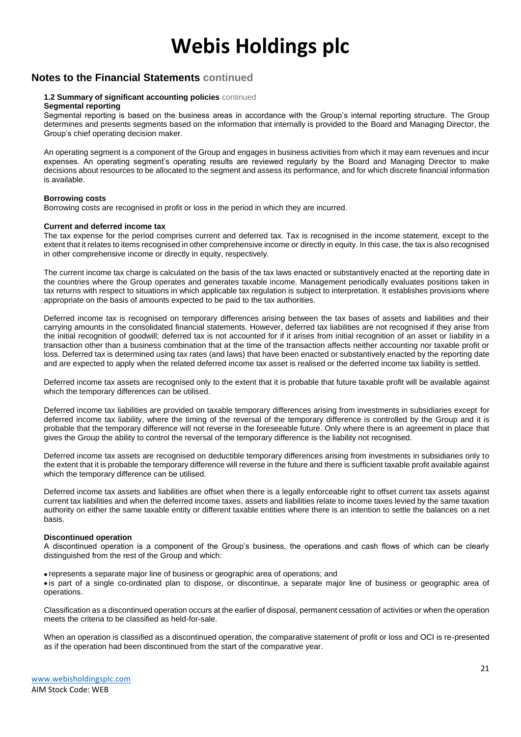## Notes to the Financial Statements continued

**1.2 Summary of significant accounting policies** continued

**Segmental reporting**

Segmental reporting is based on the business areas in accordance with the Group's internal reporting structure. The Group determines and presents segments based on the information that internally is provided to the Board and Managing Director, the Group's chief operating decision maker.

An operating segment is a component of the Group and engages in business activities from which it may earn revenues and incur expenses. An operating segment's operating results are reviewed regularly by the Board and Managing Director to make decisions about resources to be allocated to the segment and assess its performance, and for which discrete financial information is available.

**Borrowing costs**

Borrowing costs are recognised in profit or loss in the period in which they are incurred.

**Current and deferred income tax**

The tax expense for the period comprises current and deferred tax. Tax is recognised in the income statement, except to the extent that it relates to items recognised in other comprehensive income or directly in equity. In this case, the tax is also recognised in other comprehensive income or directly in equity, respectively.

The current income tax charge is calculated on the basis of the tax laws enacted or substantively enacted at the reporting date in the countries where the Group operates and generates taxable income. Management periodically evaluates positions taken in tax returns with respect to situations in which applicable tax regulation is subject to interpretation. It establishes provisions where appropriate on the basis of amounts expected to be paid to the tax authorities.

Deferred income tax is recognised on temporary differences arising between the tax bases of assets and liabilities and their carrying amounts in the consolidated financial statements. However, deferred tax liabilities are not recognised if they arise from the initial recognition of goodwill; deferred tax is not accounted for if it arises from initial recognition of an asset or liability in a transaction other than a business combination that at the time of the transaction affects neither accounting nor taxable profit or loss. Deferred tax is determined using tax rates (and laws) that have been enacted or substantively enacted by the reporting date and are expected to apply when the related deferred income tax asset is realised or the deferred income tax liability is settled.

Deferred income tax assets are recognised only to the extent that it is probable that future taxable profit will be available against which the temporary differences can be utilised.

Deferred income tax liabilities are provided on taxable temporary differences arising from investments in subsidiaries except for deferred income tax liability, where the timing of the reversal of the temporary difference is controlled by the Group and it is probable that the temporary difference will not reverse in the foreseeable future. Only where there is an agreement in place that gives the Group the ability to control the reversal of the temporary difference is the liability not recognised.

Deferred income tax assets are recognised on deductible temporary differences arising from investments in subsidiaries only to the extent that it is probable the temporary difference will reverse in the future and there is sufficient taxable profit available against which the temporary difference can be utilised.

Deferred income tax assets and liabilities are offset when there is a legally enforceable right to offset current tax assets against current tax liabilities and when the deferred income taxes, assets and liabilities relate to income taxes levied by the same taxation authority on either the same taxable entity or different taxable entities where there is an intention to settle the balances on a net basis.

**Discontinued operation**

A discontinued operation is a component of the Group's business, the operations and cash flows of which can be clearly distinguished from the rest of the Group and which:

- represents a separate major line of business or geographic area of operations; and
- is part of a single co-ordinated plan to dispose, or discontinue, a separate major line of business or geographic area of operations.

Classification as a discontinued operation occurs at the earlier of disposal, permanent cessation of activities or when the operation meets the criteria to be classified as held-for-sale.

When an operation is classified as a discontinued operation, the comparative statement of profit or loss and OCI is re-presented as if the operation had been discontinued from the start of the comparative year.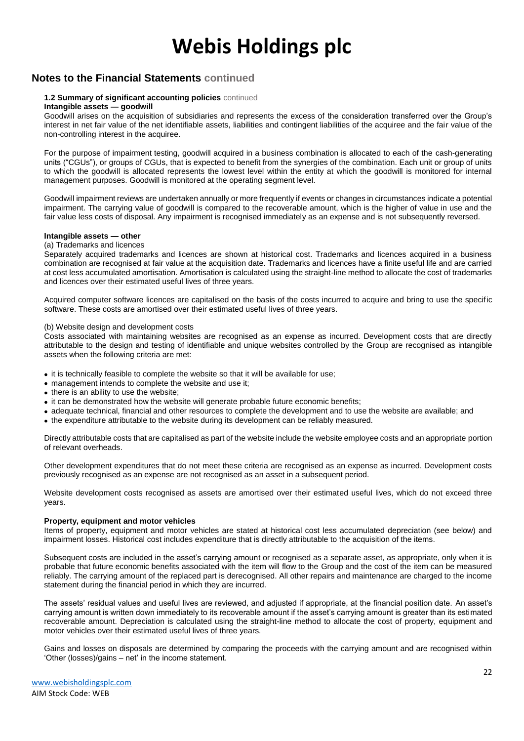## Notes to the Financial Statements continued

**1.2 Summary of significant accounting policies** continued

**Intangible assets — goodwill**

Goodwill arises on the acquisition of subsidiaries and represents the excess of the consideration transferred over the Group's interest in net fair value of the net identifiable assets, liabilities and contingent liabilities of the acquiree and the fair value of the non-controlling interest in the acquiree.

For the purpose of impairment testing, goodwill acquired in a business combination is allocated to each of the cash-generating units ("CGUs"), or groups of CGUs, that is expected to benefit from the synergies of the combination. Each unit or group of units to which the goodwill is allocated represents the lowest level within the entity at which the goodwill is monitored for internal management purposes. Goodwill is monitored at the operating segment level.

Goodwill impairment reviews are undertaken annually or more frequently if events or changes in circumstances indicate a potential impairment. The carrying value of goodwill is compared to the recoverable amount, which is the higher of value in use and the fair value less costs of disposal. Any impairment is recognised immediately as an expense and is not subsequently reversed.

**Intangible assets — other**

(a) Trademarks and licences

Separately acquired trademarks and licences are shown at historical cost. Trademarks and licences acquired in a business combination are recognised at fair value at the acquisition date. Trademarks and licences have a finite useful life and are carried at cost less accumulated amortisation. Amortisation is calculated using the straight-line method to allocate the cost of trademarks and licences over their estimated useful lives of three years.

Acquired computer software licences are capitalised on the basis of the costs incurred to acquire and bring to use the specific software. These costs are amortised over their estimated useful lives of three years.

(b) Website design and development costs

Costs associated with maintaining websites are recognised as an expense as incurred. Development costs that are directly attributable to the design and testing of identifiable and unique websites controlled by the Group are recognised as intangible assets when the following criteria are met:

- it is technically feasible to complete the website so that it will be available for use;
- management intends to complete the website and use it;
- there is an ability to use the website;
- it can be demonstrated how the website will generate probable future economic benefits;
- adequate technical, financial and other resources to complete the development and to use the website are available; and
- the expenditure attributable to the website during its development can be reliably measured.

Directly attributable costs that are capitalised as part of the website include the website employee costs and an appropriate portion of relevant overheads.

Other development expenditures that do not meet these criteria are recognised as an expense as incurred. Development costs previously recognised as an expense are not recognised as an asset in a subsequent period.

Website development costs recognised as assets are amortised over their estimated useful lives, which do not exceed three years.

**Property, equipment and motor vehicles**

Items of property, equipment and motor vehicles are stated at historical cost less accumulated depreciation (see below) and impairment losses. Historical cost includes expenditure that is directly attributable to the acquisition of the items.

Subsequent costs are included in the asset's carrying amount or recognised as a separate asset, as appropriate, only when it is probable that future economic benefits associated with the item will flow to the Group and the cost of the item can be measured reliably. The carrying amount of the replaced part is derecognised. All other repairs and maintenance are charged to the income statement during the financial period in which they are incurred.

The assets' residual values and useful lives are reviewed, and adjusted if appropriate, at the financial position date. An asset's carrying amount is written down immediately to its recoverable amount if the asset's carrying amount is greater than its estimated recoverable amount. Depreciation is calculated using the straight-line method to allocate the cost of property, equipment and motor vehicles over their estimated useful lives of three years.

Gains and losses on disposals are determined by comparing the proceeds with the carrying amount and are recognised within 'Other (losses)/gains – net' in the income statement.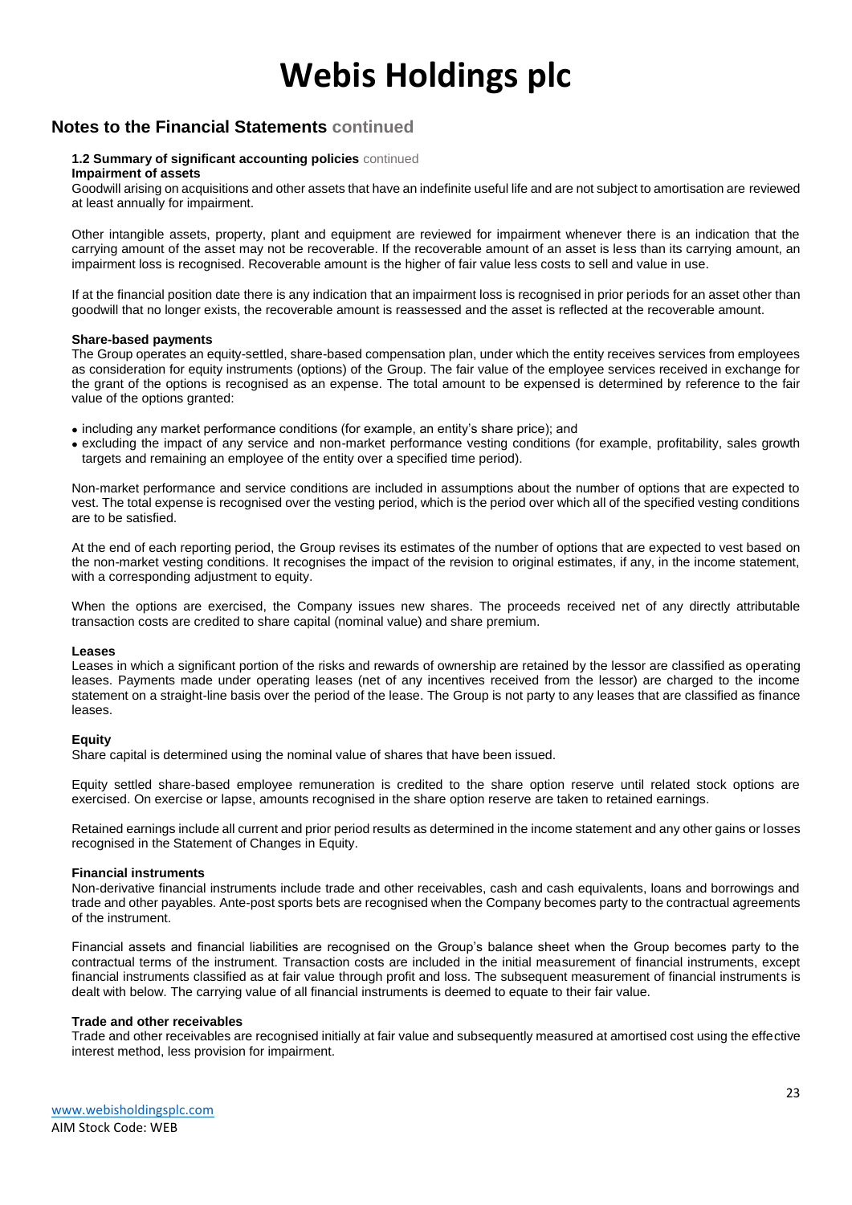# Webis Holdings plc

## Notes to the Financial Statements continued

**1.2 Summary of significant accounting policies** continued

**Impairment of assets**

Goodwill arising on acquisitions and other assets that have an indefinite useful life and are not subject to amortisation are reviewed at least annually for impairment.

Other intangible assets, property, plant and equipment are reviewed for impairment whenever there is an indication that the carrying amount of the asset may not be recoverable. If the recoverable amount of an asset is less than its carrying amount, an impairment loss is recognised. Recoverable amount is the higher of fair value less costs to sell and value in use.

If at the financial position date there is any indication that an impairment loss is recognised in prior periods for an asset other than goodwill that no longer exists, the recoverable amount is reassessed and the asset is reflected at the recoverable amount.

**Share-based payments**

The Group operates an equity-settled, share-based compensation plan, under which the entity receives services from employees as consideration for equity instruments (options) of the Group. The fair value of the employee services received in exchange for the grant of the options is recognised as an expense. The total amount to be expensed is determined by reference to the fair value of the options granted:

- including any market performance conditions (for example, an entity's share price); and
- excluding the impact of any service and non-market performance vesting conditions (for example, profitability, sales growth targets and remaining an employee of the entity over a specified time period).

Non-market performance and service conditions are included in assumptions about the number of options that are expected to vest. The total expense is recognised over the vesting period, which is the period over which all of the specified vesting conditions are to be satisfied.

At the end of each reporting period, the Group revises its estimates of the number of options that are expected to vest based on the non-market vesting conditions. It recognises the impact of the revision to original estimates, if any, in the income statement, with a corresponding adjustment to equity.

When the options are exercised, the Company issues new shares. The proceeds received net of any directly attributable transaction costs are credited to share capital (nominal value) and share premium.

**Leases**

Leases in which a significant portion of the risks and rewards of ownership are retained by the lessor are classified as operating leases. Payments made under operating leases (net of any incentives received from the lessor) are charged to the income statement on a straight-line basis over the period of the lease. The Group is not party to any leases that are classified as finance leases.

**Equity**

Share capital is determined using the nominal value of shares that have been issued.

Equity settled share-based employee remuneration is credited to the share option reserve until related stock options are exercised. On exercise or lapse, amounts recognised in the share option reserve are taken to retained earnings.

Retained earnings include all current and prior period results as determined in the income statement and any other gains or losses recognised in the Statement of Changes in Equity.

**Financial instruments**

Non-derivative financial instruments include trade and other receivables, cash and cash equivalents, loans and borrowings and trade and other payables. Ante-post sports bets are recognised when the Company becomes party to the contractual agreements of the instrument.

Financial assets and financial liabilities are recognised on the Group's balance sheet when the Group becomes party to the contractual terms of the instrument. Transaction costs are included in the initial measurement of financial instruments, except financial instruments classified as at fair value through profit and loss. The subsequent measurement of financial instruments is dealt with below. The carrying value of all financial instruments is deemed to equate to their fair value.

**Trade and other receivables**

Trade and other receivables are recognised initially at fair value and subsequently measured at amortised cost using the effective interest method, less provision for impairment.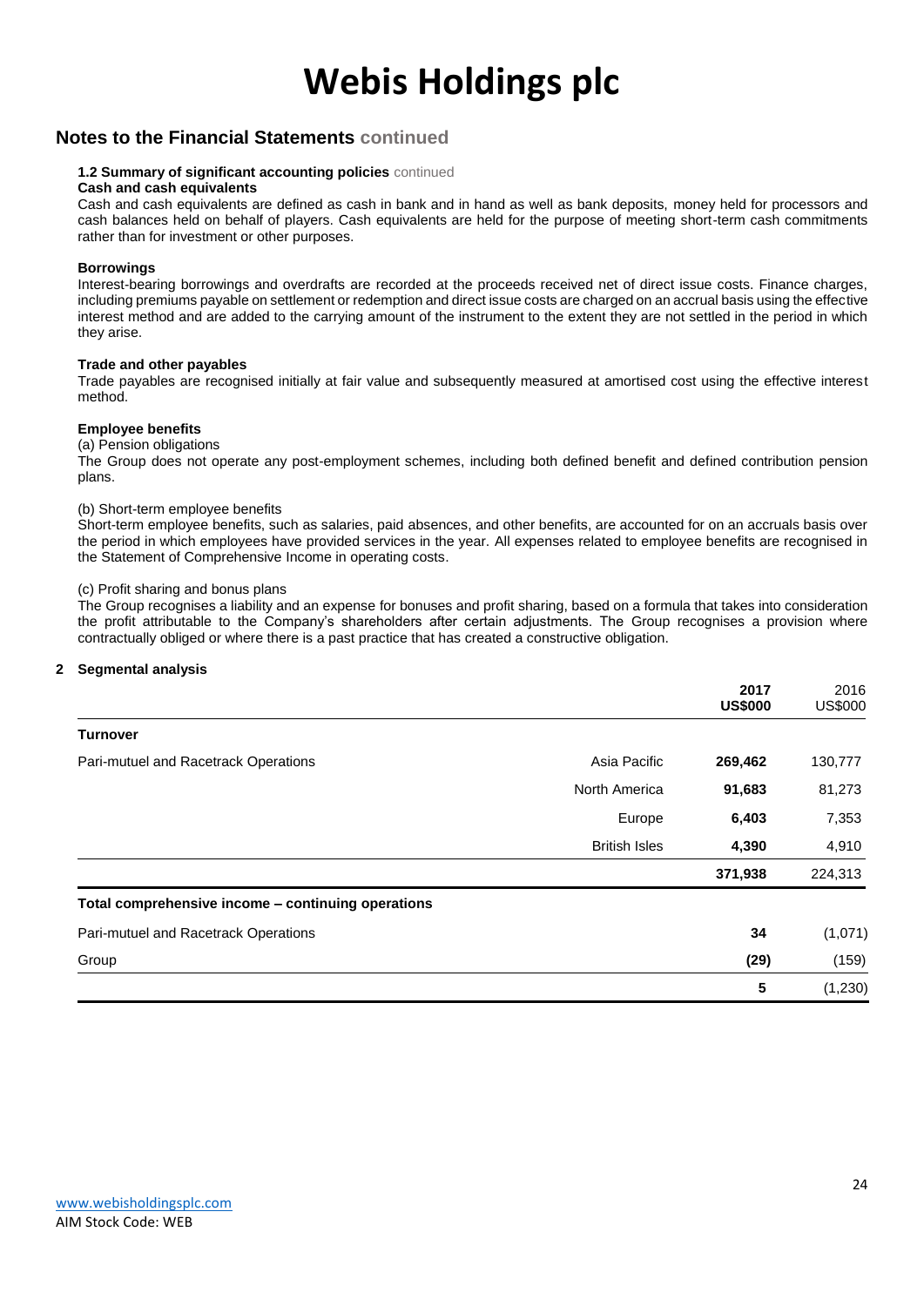# Webis Holdings plc

## Notes to the Financial Statements continued

### 1.2 Summary of significant accounting policies continued

**Cash and cash equivalents**

Cash and cash equivalents are defined as cash in bank and in hand as well as bank deposits, money held for processors and cash balances held on behalf of players. Cash equivalents are held for the purpose of meeting short-term cash commitments rather than for investment or other purposes.

**Borrowings**

Interest-bearing borrowings and overdrafts are recorded at the proceeds received net of direct issue costs. Finance charges, including premiums payable on settlement or redemption and direct issue costs are charged on an accrual basis using the effective interest method and are added to the carrying amount of the instrument to the extent they are not settled in the period in which they arise.

**Trade and other payables**

Trade payables are recognised initially at fair value and subsequently measured at amortised cost using the effective interest method.

**Employee benefits**

(a) Pension obligations

The Group does not operate any post-employment schemes, including both defined benefit and defined contribution pension plans.

(b) Short-term employee benefits

Short-term employee benefits, such as salaries, paid absences, and other benefits, are accounted for on an accruals basis over the period in which employees have provided services in the year. All expenses related to employee benefits are recognised in the Statement of Comprehensive Income in operating costs.

(c) Profit sharing and bonus plans

The Group recognises a liability and an expense for bonuses and profit sharing, based on a formula that takes into consideration the profit attributable to the Company's shareholders after certain adjustments. The Group recognises a provision where contractually obliged or where there is a past practice that has created a constructive obligation.

## 2 Segmental analysis

| | | **2017 US$000** | 2016 US$000 |
|---|---|---|---|
| **Turnover** | | | |
| Pari-mutuel and Racetrack Operations | Asia Pacific | **269,462** | 130,777 |
| | North America | **91,683** | 81,273 |
| | Europe | **6,403** | 7,353 |
| | British Isles | **4,390** | 4,910 |
| | | **371,938** | 224,313 |
| **Total comprehensive income – continuing operations** | | | |
| Pari-mutuel and Racetrack Operations | | **34** | (1,071) |
| Group | | **(29)** | (159) |
| | | **5** | (1,230) |

www.webisholdingsplc.com
AIM Stock Code: WEB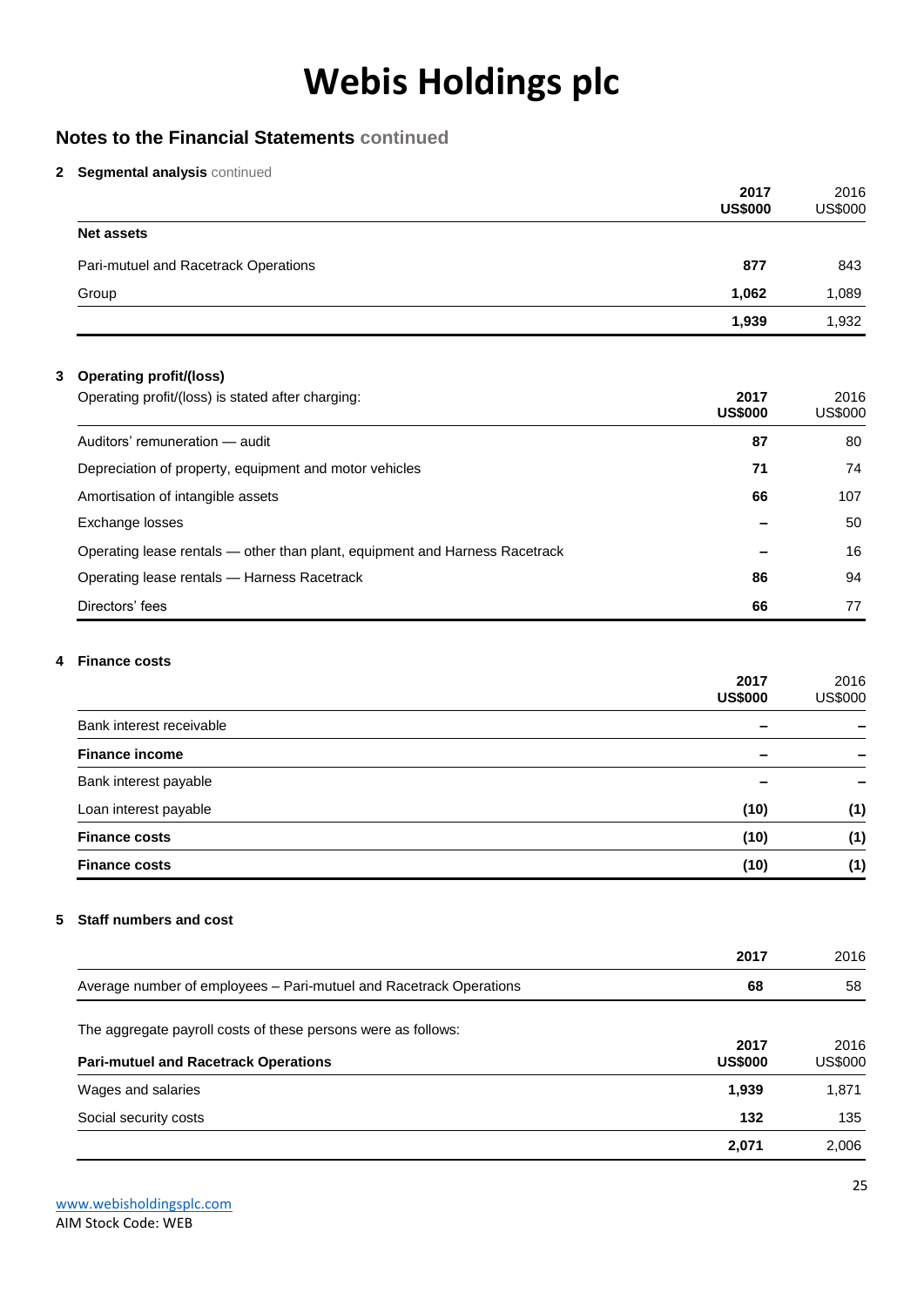# Webis Holdings plc

## Notes to the Financial Statements continued

**2 Segmental analysis** continued

| | **2017 US$000** | 2016 US$000 |
|---|---|---|
| **Net assets** | | |
| Pari-mutuel and Racetrack Operations | **877** | 843 |
| Group | **1,062** | 1,089 |
| | **1,939** | 1,932 |

**3 Operating profit/(loss)**

Operating profit/(loss) is stated after charging:

| | **2017 US$000** | 2016 US$000 |
|---|---|---|
| Auditors' remuneration — audit | **87** | 80 |
| Depreciation of property, equipment and motor vehicles | **71** | 74 |
| Amortisation of intangible assets | **66** | 107 |
| Exchange losses | **–** | 50 |
| Operating lease rentals — other than plant, equipment and Harness Racetrack | **–** | 16 |
| Operating lease rentals — Harness Racetrack | **86** | 94 |
| Directors' fees | **66** | 77 |

**4 Finance costs**

| | **2017 US$000** | 2016 US$000 |
|---|---|---|
| Bank interest receivable | **–** | **–** |
| **Finance income** | **–** | **–** |
| Bank interest payable | **–** | **–** |
| Loan interest payable | **(10)** | **(1)** |
| **Finance costs** | **(10)** | **(1)** |
| **Finance costs** | **(10)** | **(1)** |

**5 Staff numbers and cost**

| | **2017** | 2016 |
|---|---|---|
| Average number of employees – Pari-mutuel and Racetrack Operations | **68** | 58 |

The aggregate payroll costs of these persons were as follows:

| **Pari-mutuel and Racetrack Operations** | **2017 US$000** | 2016 US$000 |
|---|---|---|
| Wages and salaries | **1,939** | 1,871 |
| Social security costs | **132** | 135 |
| | **2,071** | 2,006 |

www.webisholdingsplc.com
AIM Stock Code: WEB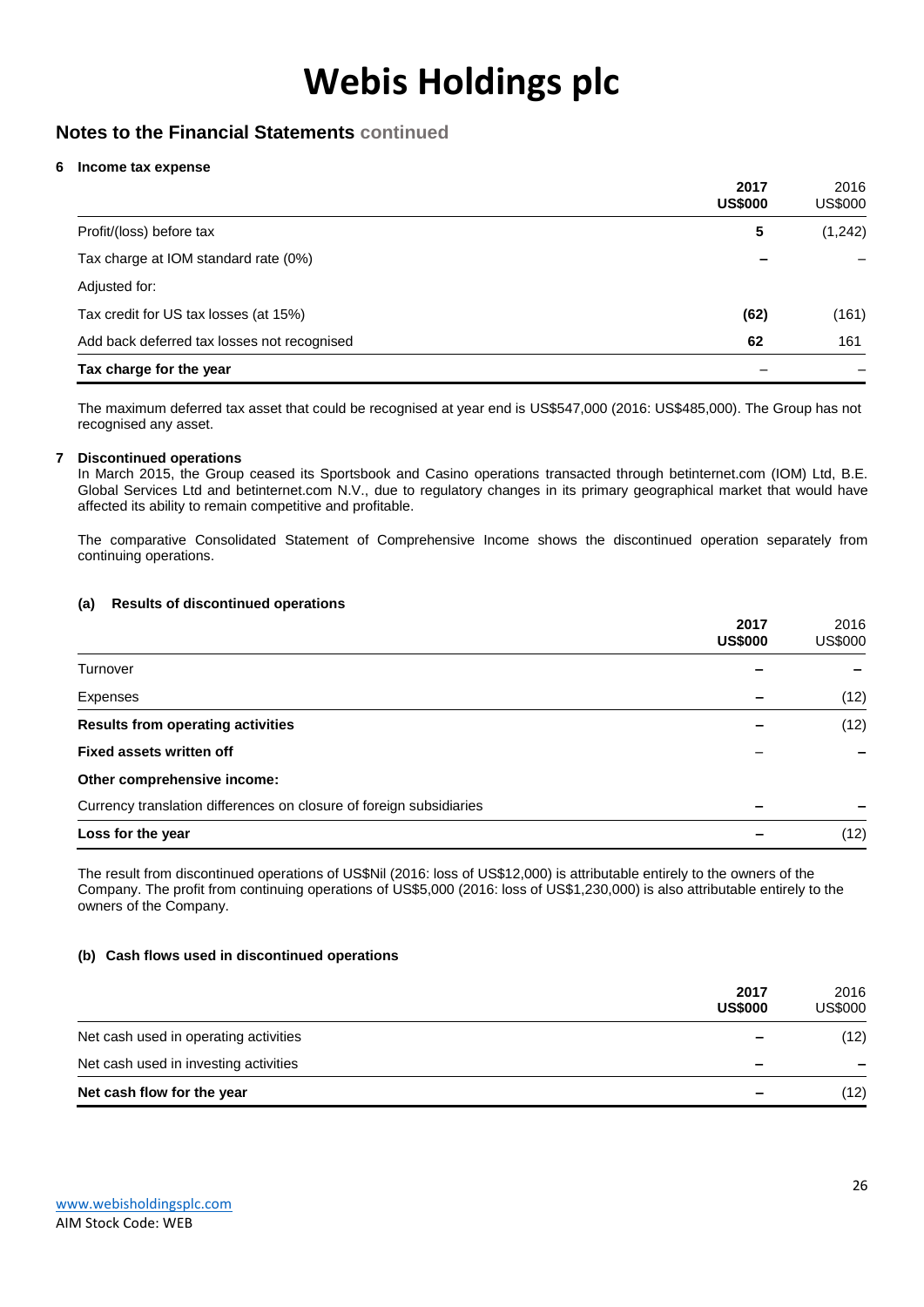# Webis Holdings plc

## Notes to the Financial Statements continued

### 6 Income tax expense

| | 2017 US$000 | 2016 US$000 |
|---|---|---|
| Profit/(loss) before tax | 5 | (1,242) |
| Tax charge at IOM standard rate (0%) | – | – |
| Adjusted for: | | |
| Tax credit for US tax losses (at 15%) | (62) | (161) |
| Add back deferred tax losses not recognised | 62 | 161 |
| **Tax charge for the year** | – | – |

The maximum deferred tax asset that could be recognised at year end is US$547,000 (2016: US$485,000). The Group has not recognised any asset.

### 7 Discontinued operations

In March 2015, the Group ceased its Sportsbook and Casino operations transacted through betinternet.com (IOM) Ltd, B.E. Global Services Ltd and betinternet.com N.V., due to regulatory changes in its primary geographical market that would have affected its ability to remain competitive and profitable.

The comparative Consolidated Statement of Comprehensive Income shows the discontinued operation separately from continuing operations.

#### (a) Results of discontinued operations

| | 2017 US$000 | 2016 US$000 |
|---|---|---|
| Turnover | – | – |
| Expenses | – | (12) |
| **Results from operating activities** | – | (12) |
| **Fixed assets written off** | – | – |
| **Other comprehensive income:** | | |
| Currency translation differences on closure of foreign subsidiaries | – | – |
| **Loss for the year** | – | (12) |

The result from discontinued operations of US$Nil (2016: loss of US$12,000) is attributable entirely to the owners of the Company. The profit from continuing operations of US$5,000 (2016: loss of US$1,230,000) is also attributable entirely to the owners of the Company.

#### (b) Cash flows used in discontinued operations

| | 2017 US$000 | 2016 US$000 |
|---|---|---|
| Net cash used in operating activities | – | (12) |
| Net cash used in investing activities | – | – |
| **Net cash flow for the year** | – | (12) |

www.webisholdingsplc.com
AIM Stock Code: WEB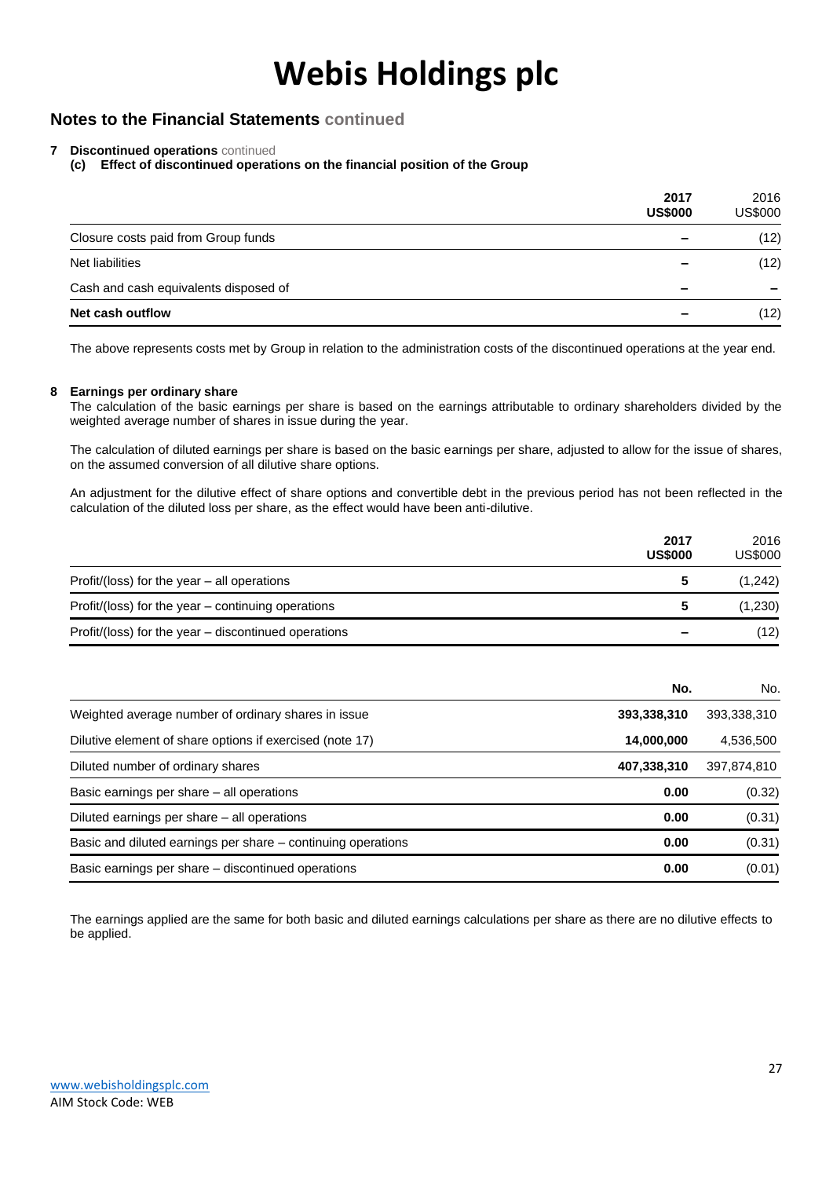# Webis Holdings plc

## Notes to the Financial Statements continued

### 7 Discontinued operations continued

**(c) Effect of discontinued operations on the financial position of the Group**

| | **2017 US$000** | 2016 US$000 |
|---|---|---|
| Closure costs paid from Group funds | **–** | (12) |
| Net liabilities | **–** | (12) |
| Cash and cash equivalents disposed of | **–** | – |
| **Net cash outflow** | **–** | (12) |

The above represents costs met by Group in relation to the administration costs of the discontinued operations at the year end.

### 8 Earnings per ordinary share

The calculation of the basic earnings per share is based on the earnings attributable to ordinary shareholders divided by the weighted average number of shares in issue during the year.

The calculation of diluted earnings per share is based on the basic earnings per share, adjusted to allow for the issue of shares, on the assumed conversion of all dilutive share options.

An adjustment for the dilutive effect of share options and convertible debt in the previous period has not been reflected in the calculation of the diluted loss per share, as the effect would have been anti-dilutive.

| | **2017 US$000** | 2016 US$000 |
|---|---|---|
| Profit/(loss) for the year – all operations | **5** | (1,242) |
| Profit/(loss) for the year – continuing operations | **5** | (1,230) |
| Profit/(loss) for the year – discontinued operations | **–** | (12) |

| | **No.** | No. |
|---|---|---|
| Weighted average number of ordinary shares in issue | **393,338,310** | 393,338,310 |
| Dilutive element of share options if exercised (note 17) | **14,000,000** | 4,536,500 |
| Diluted number of ordinary shares | **407,338,310** | 397,874,810 |
| Basic earnings per share – all operations | **0.00** | (0.32) |
| Diluted earnings per share – all operations | **0.00** | (0.31) |
| Basic and diluted earnings per share – continuing operations | **0.00** | (0.31) |
| Basic earnings per share – discontinued operations | **0.00** | (0.01) |

The earnings applied are the same for both basic and diluted earnings calculations per share as there are no dilutive effects to be applied.

www.webisholdingsplc.com
AIM Stock Code: WEB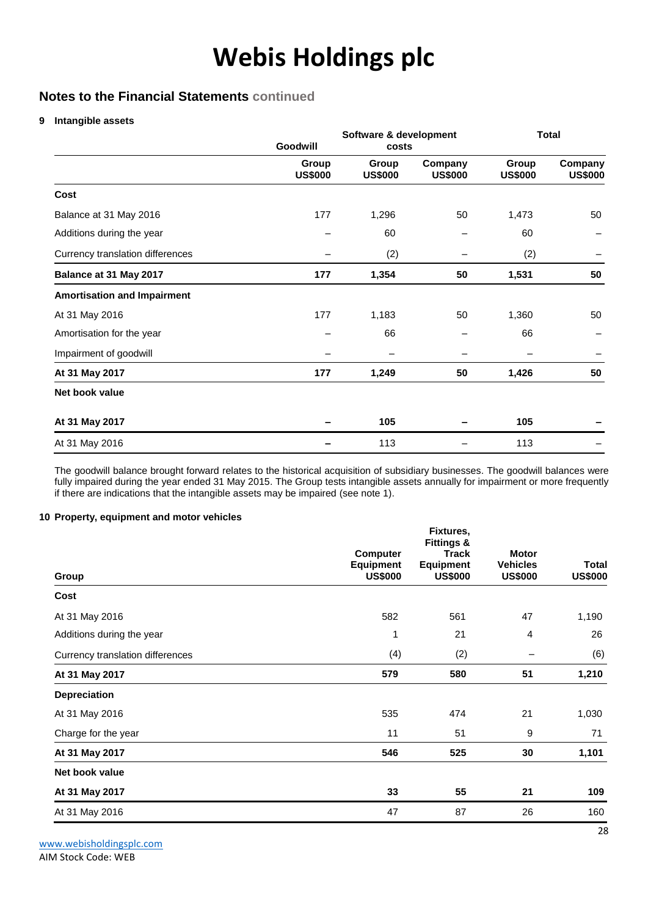# Webis Holdings plc

## Notes to the Financial Statements continued

### 9 Intangible assets

| | Goodwill | Software & development costs | | Total | |
|---|---|---|---|---|---|
| | Group US$000 | Group US$000 | Company US$000 | Group US$000 | Company US$000 |
| **Cost** | | | | | |
| Balance at 31 May 2016 | 177 | 1,296 | 50 | 1,473 | 50 |
| Additions during the year | – | 60 | – | 60 | – |
| Currency translation differences | – | (2) | – | (2) | – |
| **Balance at 31 May 2017** | **177** | **1,354** | **50** | **1,531** | **50** |
| **Amortisation and Impairment** | | | | | |
| At 31 May 2016 | 177 | 1,183 | 50 | 1,360 | 50 |
| Amortisation for the year | – | 66 | – | 66 | – |
| Impairment of goodwill | – | – | – | – | – |
| **At 31 May 2017** | **177** | **1,249** | **50** | **1,426** | **50** |
| **Net book value** | | | | | |
| **At 31 May 2017** | **–** | **105** | **–** | **105** | **–** |
| At 31 May 2016 | – | 113 | – | 113 | – |

The goodwill balance brought forward relates to the historical acquisition of subsidiary businesses. The goodwill balances were fully impaired during the year ended 31 May 2015. The Group tests intangible assets annually for impairment or more frequently if there are indications that the intangible assets may be impaired (see note 1).

### 10 Property, equipment and motor vehicles

| Group | Computer Equipment US$000 | Fixtures, Fittings & Track Equipment US$000 | Motor Vehicles US$000 | Total US$000 |
|---|---|---|---|---|
| **Cost** | | | | |
| At 31 May 2016 | 582 | 561 | 47 | 1,190 |
| Additions during the year | 1 | 21 | 4 | 26 |
| Currency translation differences | (4) | (2) | – | (6) |
| **At 31 May 2017** | **579** | **580** | **51** | **1,210** |
| **Depreciation** | | | | |
| At 31 May 2016 | 535 | 474 | 21 | 1,030 |
| Charge for the year | 11 | 51 | 9 | 71 |
| **At 31 May 2017** | **546** | **525** | **30** | **1,101** |
| **Net book value** | | | | |
| **At 31 May 2017** | **33** | **55** | **21** | **109** |
| At 31 May 2016 | 47 | 87 | 26 | 160 |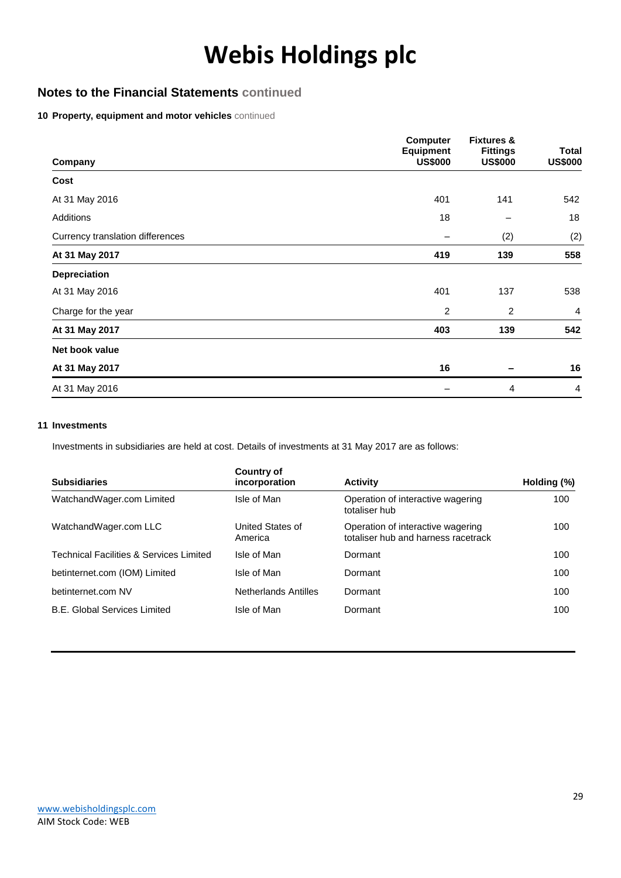# Webis Holdings plc

## Notes to the Financial Statements continued

**10 Property, equipment and motor vehicles** continued

| Company | Computer Equipment US$000 | Fixtures & Fittings US$000 | Total US$000 |
|---|---|---|---|
| **Cost** | | | |
| At 31 May 2016 | 401 | 141 | 542 |
| Additions | 18 | – | 18 |
| Currency translation differences | – | (2) | (2) |
| **At 31 May 2017** | **419** | **139** | **558** |
| **Depreciation** | | | |
| At 31 May 2016 | 401 | 137 | 538 |
| Charge for the year | 2 | 2 | 4 |
| **At 31 May 2017** | **403** | **139** | **542** |
| **Net book value** | | | |
| **At 31 May 2017** | **16** | **–** | **16** |
| At 31 May 2016 | – | 4 | 4 |

**11 Investments**

Investments in subsidiaries are held at cost. Details of investments at 31 May 2017 are as follows:

| Subsidiaries | Country of incorporation | Activity | Holding (%) |
|---|---|---|---|
| WatchandWager.com Limited | Isle of Man | Operation of interactive wagering totaliser hub | 100 |
| WatchandWager.com LLC | United States of America | Operation of interactive wagering totaliser hub and harness racetrack | 100 |
| Technical Facilities & Services Limited | Isle of Man | Dormant | 100 |
| betinternet.com (IOM) Limited | Isle of Man | Dormant | 100 |
| betinternet.com NV | Netherlands Antilles | Dormant | 100 |
| B.E. Global Services Limited | Isle of Man | Dormant | 100 |

www.webisholdingsplc.com
AIM Stock Code: WEB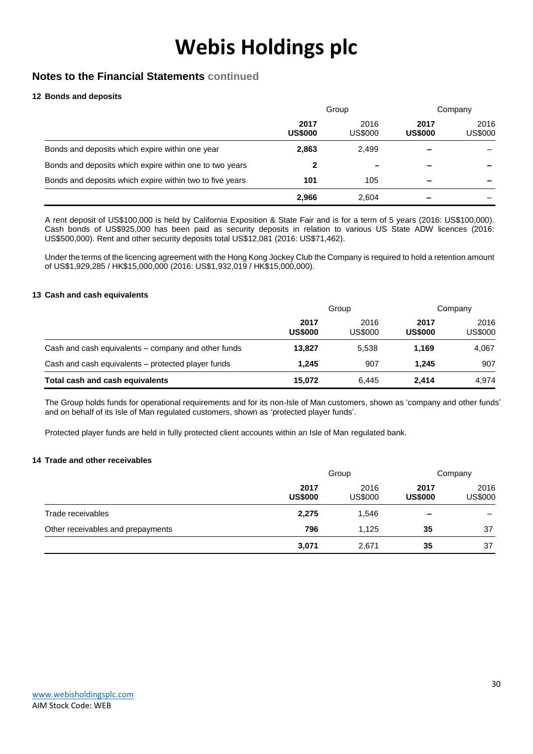# Webis Holdings plc

## Notes to the Financial Statements continued

### 12 Bonds and deposits

| | Group | | Company | |
|---|---|---|---|---|
| | **2017 US$000** | 2016 US$000 | **2017 US$000** | 2016 US$000 |
| Bonds and deposits which expire within one year | **2,863** | 2,499 | **–** | – |
| Bonds and deposits which expire within one to two years | **2** | – | **–** | – |
| Bonds and deposits which expire within two to five years | **101** | 105 | **–** | – |
| | **2,966** | 2,604 | **–** | – |

A rent deposit of US$100,000 is held by California Exposition & State Fair and is for a term of 5 years (2016: US$100,000). Cash bonds of US$925,000 has been paid as security deposits in relation to various US State ADW licences (2016: US$500,000). Rent and other security deposits total US$12,081 (2016: US$71,462).

Under the terms of the licencing agreement with the Hong Kong Jockey Club the Company is required to hold a retention amount of US$1,929,285 / HK$15,000,000 (2016: US$1,932,019 / HK$15,000,000).

### 13 Cash and cash equivalents

| | Group | | Company | |
|---|---|---|---|---|
| | **2017 US$000** | 2016 US$000 | **2017 US$000** | 2016 US$000 |
| Cash and cash equivalents – company and other funds | **13,827** | 5,538 | **1,169** | 4,067 |
| Cash and cash equivalents – protected player funds | **1,245** | 907 | **1,245** | 907 |
| **Total cash and cash equivalents** | **15,072** | 6,445 | **2,414** | 4,974 |

The Group holds funds for operational requirements and for its non-Isle of Man customers, shown as 'company and other funds' and on behalf of its Isle of Man regulated customers, shown as 'protected player funds'.

Protected player funds are held in fully protected client accounts within an Isle of Man regulated bank.

### 14 Trade and other receivables

| | Group | | Company | |
|---|---|---|---|---|
| | **2017 US$000** | 2016 US$000 | **2017 US$000** | 2016 US$000 |
| Trade receivables | **2,275** | 1,546 | **–** | – |
| Other receivables and prepayments | **796** | 1,125 | **35** | 37 |
| | **3,071** | 2,671 | **35** | 37 |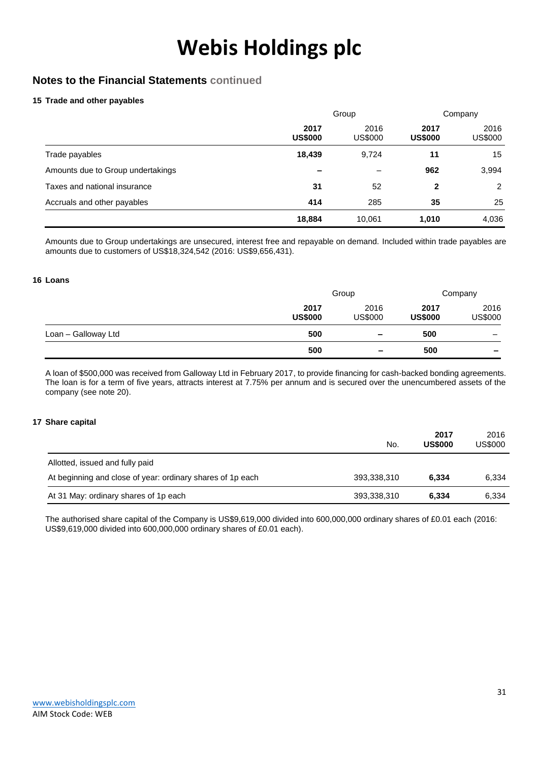# Webis Holdings plc

## Notes to the Financial Statements continued

### 15 Trade and other payables

| | Group | | Company | |
|---|---|---|---|---|
| | **2017 US$000** | 2016 US$000 | **2017 US$000** | 2016 US$000 |
| Trade payables | **18,439** | 9,724 | **11** | 15 |
| Amounts due to Group undertakings | **–** | – | **962** | 3,994 |
| Taxes and national insurance | **31** | 52 | **2** | 2 |
| Accruals and other payables | **414** | 285 | **35** | 25 |
| | **18,884** | 10,061 | **1,010** | 4,036 |

Amounts due to Group undertakings are unsecured, interest free and repayable on demand. Included within trade payables are amounts due to customers of US$18,324,542 (2016: US$9,656,431).

### 16 Loans

| | Group | | Company | |
|---|---|---|---|---|
| | **2017 US$000** | 2016 US$000 | **2017 US$000** | 2016 US$000 |
| Loan – Galloway Ltd | **500** | – | **500** | – |
| | **500** | – | **500** | – |

A loan of $500,000 was received from Galloway Ltd in February 2017, to provide financing for cash-backed bonding agreements. The loan is for a term of five years, attracts interest at 7.75% per annum and is secured over the unencumbered assets of the company (see note 20).

### 17 Share capital

| | No. | **2017 US$000** | 2016 US$000 |
|---|---|---|---|
| Allotted, issued and fully paid | | | |
| At beginning and close of year: ordinary shares of 1p each | 393,338,310 | **6,334** | 6,334 |
| At 31 May: ordinary shares of 1p each | 393,338,310 | **6,334** | 6,334 |

The authorised share capital of the Company is US$9,619,000 divided into 600,000,000 ordinary shares of £0.01 each (2016: US$9,619,000 divided into 600,000,000 ordinary shares of £0.01 each).

www.webisholdingsplc.com
AIM Stock Code: WEB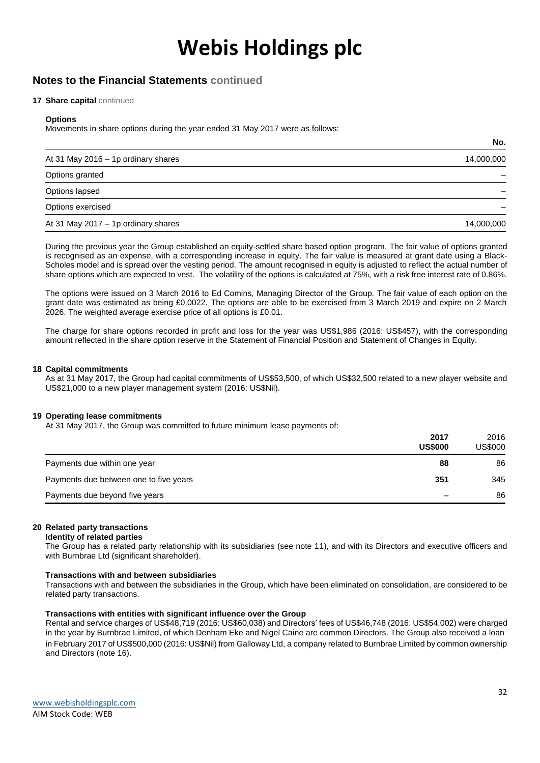# Webis Holdings plc

## Notes to the Financial Statements continued

### 17 Share capital continued

**Options**

Movements in share options during the year ended 31 May 2017 were as follows:

| | No. |
|---|---|
| At 31 May 2016 – 1p ordinary shares | 14,000,000 |
| Options granted | – |
| Options lapsed | – |
| Options exercised | – |
| At 31 May 2017 – 1p ordinary shares | 14,000,000 |

During the previous year the Group established an equity-settled share based option program. The fair value of options granted is recognised as an expense, with a corresponding increase in equity. The fair value is measured at grant date using a Black-Scholes model and is spread over the vesting period. The amount recognised in equity is adjusted to reflect the actual number of share options which are expected to vest. The volatility of the options is calculated at 75%, with a risk free interest rate of 0.86%.

The options were issued on 3 March 2016 to Ed Comins, Managing Director of the Group. The fair value of each option on the grant date was estimated as being £0.0022. The options are able to be exercised from 3 March 2019 and expire on 2 March 2026. The weighted average exercise price of all options is £0.01.

The charge for share options recorded in profit and loss for the year was US$1,986 (2016: US$457), with the corresponding amount reflected in the share option reserve in the Statement of Financial Position and Statement of Changes in Equity.

### 18 Capital commitments

As at 31 May 2017, the Group had capital commitments of US$53,500, of which US$32,500 related to a new player website and US$21,000 to a new player management system (2016: US$Nil).

### 19 Operating lease commitments

At 31 May 2017, the Group was committed to future minimum lease payments of:

| | **2017 US$000** | 2016 US$000 |
|---|---|---|
| Payments due within one year | **88** | 86 |
| Payments due between one to five years | **351** | 345 |
| Payments due beyond five years | **–** | 86 |

### 20 Related party transactions

**Identity of related parties**

The Group has a related party relationship with its subsidiaries (see note 11), and with its Directors and executive officers and with Burnbrae Ltd (significant shareholder).

**Transactions with and between subsidiaries**

Transactions with and between the subsidiaries in the Group, which have been eliminated on consolidation, are considered to be related party transactions.

**Transactions with entities with significant influence over the Group**

Rental and service charges of US$48,719 (2016: US$60,038) and Directors' fees of US$46,748 (2016: US$54,002) were charged in the year by Burnbrae Limited, of which Denham Eke and Nigel Caine are common Directors. The Group also received a loan in February 2017 of US$500,000 (2016: US$Nil) from Galloway Ltd, a company related to Burnbrae Limited by common ownership and Directors (note 16).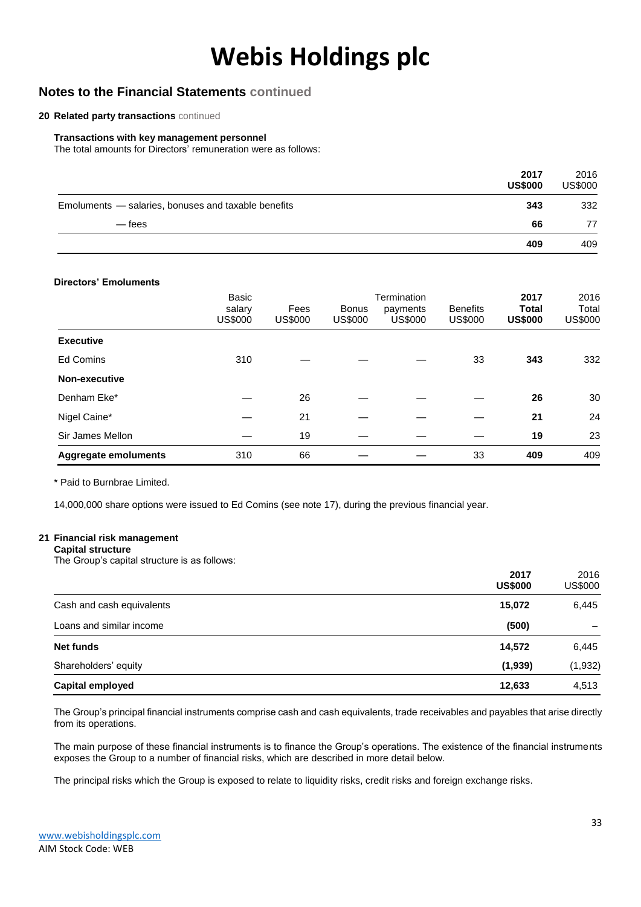# Webis Holdings plc

## Notes to the Financial Statements continued

### 20 Related party transactions continued

**Transactions with key management personnel**

The total amounts for Directors' remuneration were as follows:

| | 2017 US$000 | 2016 US$000 |
|---|---|---|
| Emoluments — salaries, bonuses and taxable benefits | **343** | 332 |
| — fees | **66** | 77 |
| | **409** | 409 |

**Directors' Emoluments**

| | Basic salary US$000 | Fees US$000 | Bonus US$000 | Termination payments US$000 | Benefits US$000 | 2017 Total US$000 | 2016 Total US$000 |
|---|---|---|---|---|---|---|---|
| **Executive** | | | | | | | |
| Ed Comins | 310 | — | — | — | 33 | **343** | 332 |
| **Non-executive** | | | | | | | |
| Denham Eke* | — | 26 | — | — | — | **26** | 30 |
| Nigel Caine* | — | 21 | — | — | — | **21** | 24 |
| Sir James Mellon | — | 19 | — | — | — | **19** | 23 |
| **Aggregate emoluments** | 310 | 66 | — | — | 33 | **409** | 409 |

* Paid to Burnbrae Limited.

14,000,000 share options were issued to Ed Comins (see note 17), during the previous financial year.

### 21 Financial risk management

**Capital structure**

The Group's capital structure is as follows:

| | 2017 US$000 | 2016 US$000 |
|---|---|---|
| Cash and cash equivalents | **15,072** | 6,445 |
| Loans and similar income | **(500)** | – |
| **Net funds** | **14,572** | 6,445 |
| Shareholders' equity | **(1,939)** | (1,932) |
| **Capital employed** | **12,633** | 4,513 |

The Group's principal financial instruments comprise cash and cash equivalents, trade receivables and payables that arise directly from its operations.

The main purpose of these financial instruments is to finance the Group's operations. The existence of the financial instruments exposes the Group to a number of financial risks, which are described in more detail below.

The principal risks which the Group is exposed to relate to liquidity risks, credit risks and foreign exchange risks.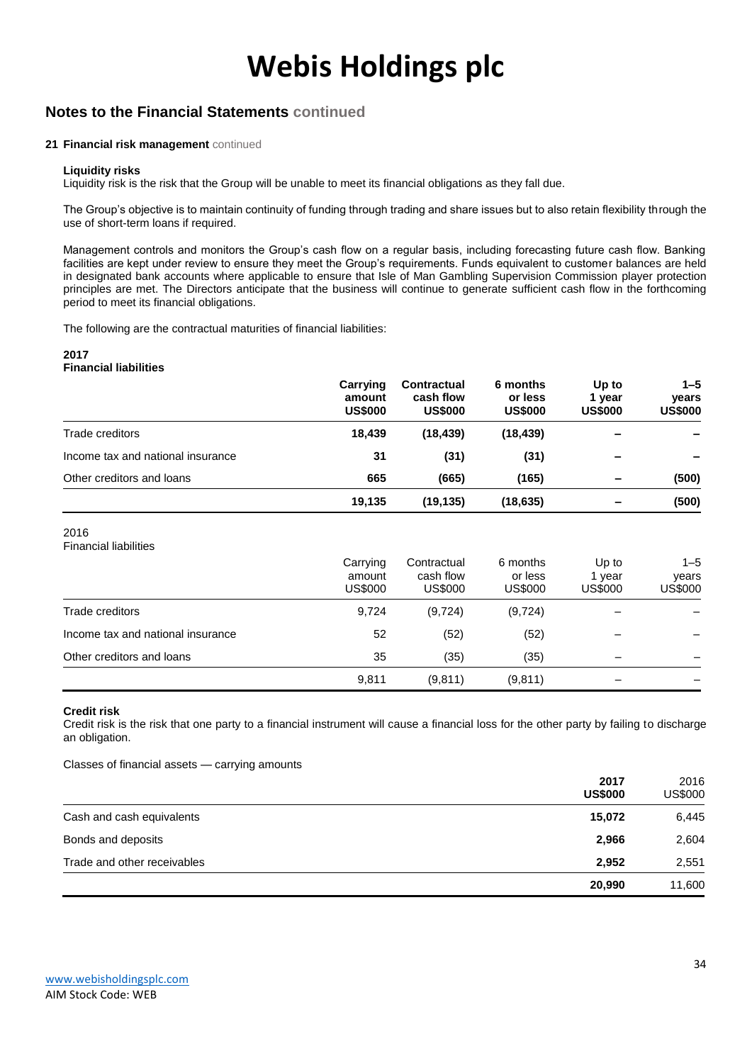# Webis Holdings plc

## Notes to the Financial Statements continued

### 21 Financial risk management continued

**Liquidity risks**

Liquidity risk is the risk that the Group will be unable to meet its financial obligations as they fall due.

The Group's objective is to maintain continuity of funding through trading and share issues but to also retain flexibility through the use of short-term loans if required.

Management controls and monitors the Group's cash flow on a regular basis, including forecasting future cash flow. Banking facilities are kept under review to ensure they meet the Group's requirements. Funds equivalent to customer balances are held in designated bank accounts where applicable to ensure that Isle of Man Gambling Supervision Commission player protection principles are met. The Directors anticipate that the business will continue to generate sufficient cash flow in the forthcoming period to meet its financial obligations.

The following are the contractual maturities of financial liabilities:

**2017**
**Financial liabilities**

| | **Carrying amount US$000** | **Contractual cash flow US$000** | **6 months or less US$000** | **Up to 1 year US$000** | **1–5 years US$000** |
|---|---|---|---|---|---|
| Trade creditors | **18,439** | **(18,439)** | **(18,439)** | **–** | **–** |
| Income tax and national insurance | **31** | **(31)** | **(31)** | **–** | **–** |
| Other creditors and loans | **665** | **(665)** | **(165)** | **–** | **(500)** |
| | **19,135** | **(19,135)** | **(18,635)** | **–** | **(500)** |

2016
Financial liabilities

| | Carrying amount US$000 | Contractual cash flow US$000 | 6 months or less US$000 | Up to 1 year US$000 | 1–5 years US$000 |
|---|---|---|---|---|---|
| Trade creditors | 9,724 | (9,724) | (9,724) | – | – |
| Income tax and national insurance | 52 | (52) | (52) | – | – |
| Other creditors and loans | 35 | (35) | (35) | – | – |
| | 9,811 | (9,811) | (9,811) | – | – |

**Credit risk**

Credit risk is the risk that one party to a financial instrument will cause a financial loss for the other party by failing to discharge an obligation.

Classes of financial assets — carrying amounts

| | **2017 US$000** | 2016 US$000 |
|---|---|---|
| Cash and cash equivalents | **15,072** | 6,445 |
| Bonds and deposits | **2,966** | 2,604 |
| Trade and other receivables | **2,952** | 2,551 |
| | **20,990** | 11,600 |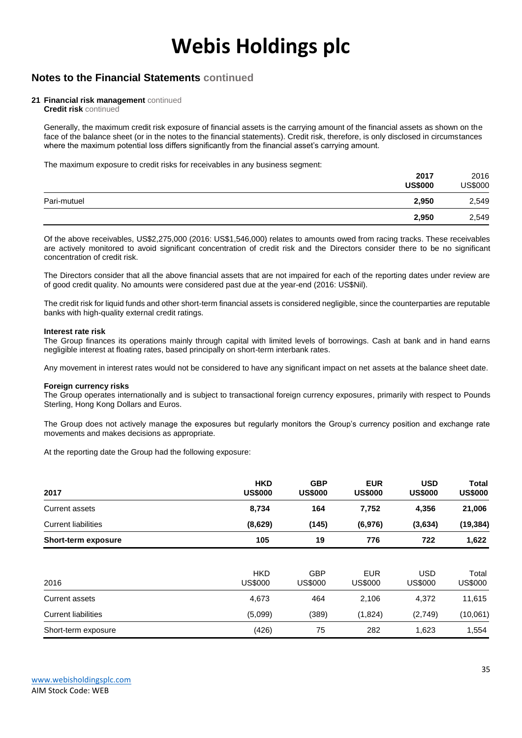# Webis Holdings plc

## Notes to the Financial Statements continued

### 21 Financial risk management continued

**Credit risk** continued

Generally, the maximum credit risk exposure of financial assets is the carrying amount of the financial assets as shown on the face of the balance sheet (or in the notes to the financial statements). Credit risk, therefore, is only disclosed in circumstances where the maximum potential loss differs significantly from the financial asset's carrying amount.

The maximum exposure to credit risks for receivables in any business segment:

| | **2017 US$000** | 2016 US$000 |
|---|---|---|
| Pari-mutuel | **2,950** | 2,549 |
| | **2,950** | 2,549 |

Of the above receivables, US$2,275,000 (2016: US$1,546,000) relates to amounts owed from racing tracks. These receivables are actively monitored to avoid significant concentration of credit risk and the Directors consider there to be no significant concentration of credit risk.

The Directors consider that all the above financial assets that are not impaired for each of the reporting dates under review are of good credit quality. No amounts were considered past due at the year-end (2016: US$Nil).

The credit risk for liquid funds and other short-term financial assets is considered negligible, since the counterparties are reputable banks with high-quality external credit ratings.

**Interest rate risk**

The Group finances its operations mainly through capital with limited levels of borrowings. Cash at bank and in hand earns negligible interest at floating rates, based principally on short-term interbank rates.

Any movement in interest rates would not be considered to have any significant impact on net assets at the balance sheet date.

**Foreign currency risks**

The Group operates internationally and is subject to transactional foreign currency exposures, primarily with respect to Pounds Sterling, Hong Kong Dollars and Euros.

The Group does not actively manage the exposures but regularly monitors the Group's currency position and exchange rate movements and makes decisions as appropriate.

At the reporting date the Group had the following exposure:

| **2017** | **HKD US$000** | **GBP US$000** | **EUR US$000** | **USD US$000** | **Total US$000** |
|---|---|---|---|---|---|
| Current assets | **8,734** | **164** | **7,752** | **4,356** | **21,006** |
| Current liabilities | **(8,629)** | **(145)** | **(6,976)** | **(3,634)** | **(19,384)** |
| **Short-term exposure** | **105** | **19** | **776** | **722** | **1,622** |

| 2016 | HKD US$000 | GBP US$000 | EUR US$000 | USD US$000 | Total US$000 |
|---|---|---|---|---|---|
| Current assets | 4,673 | 464 | 2,106 | 4,372 | 11,615 |
| Current liabilities | (5,099) | (389) | (1,824) | (2,749) | (10,061) |
| Short-term exposure | (426) | 75 | 282 | 1,623 | 1,554 |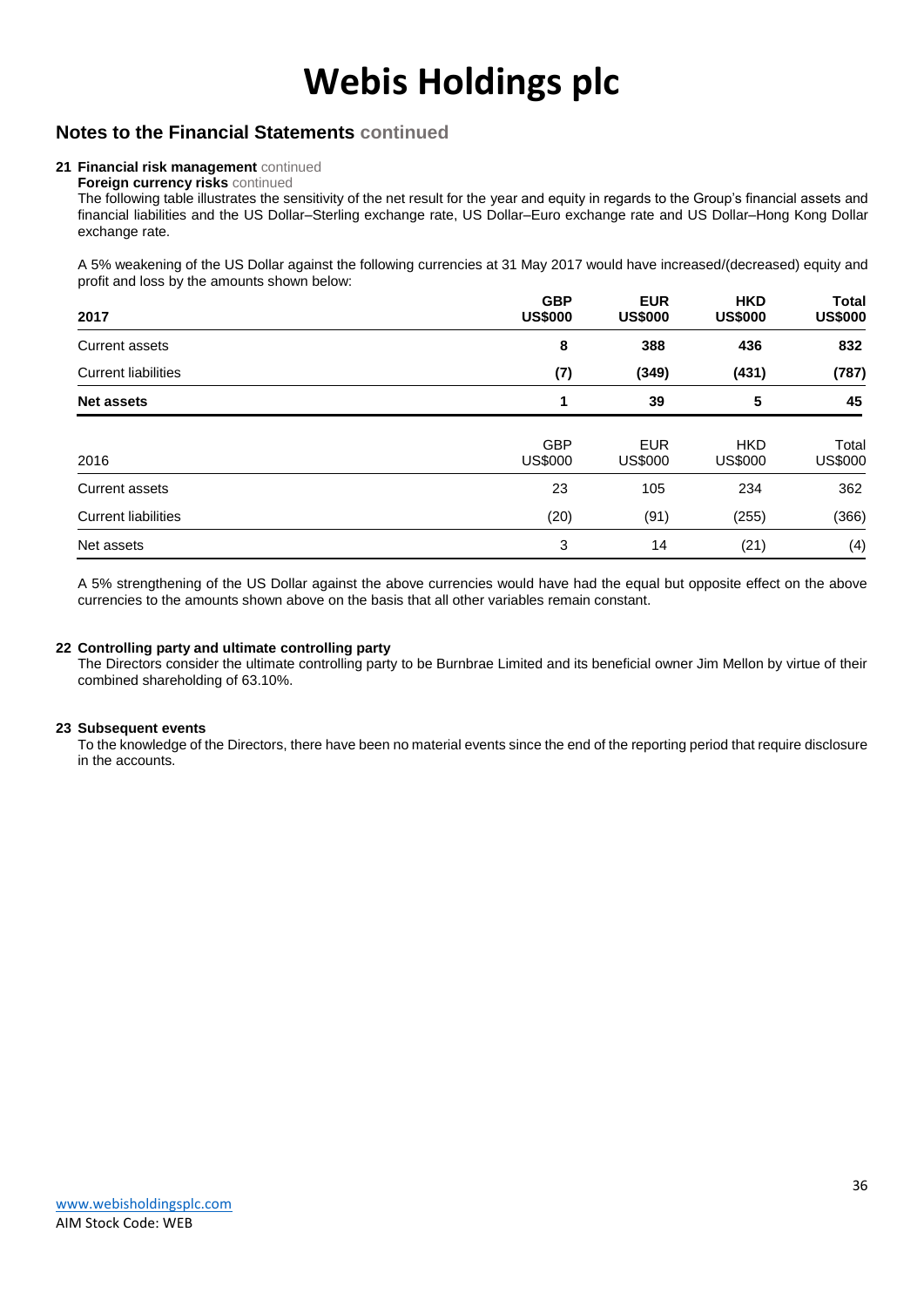# Webis Holdings plc

## Notes to the Financial Statements continued

### 21 Financial risk management continued

**Foreign currency risks** continued

The following table illustrates the sensitivity of the net result for the year and equity in regards to the Group's financial assets and financial liabilities and the US Dollar–Sterling exchange rate, US Dollar–Euro exchange rate and US Dollar–Hong Kong Dollar exchange rate.

A 5% weakening of the US Dollar against the following currencies at 31 May 2017 would have increased/(decreased) equity and profit and loss by the amounts shown below:

| **2017** | **GBP US$000** | **EUR US$000** | **HKD US$000** | **Total US$000** |
|---|---|---|---|---|
| Current assets | **8** | **388** | **436** | **832** |
| Current liabilities | **(7)** | **(349)** | **(431)** | **(787)** |
| **Net assets** | **1** | **39** | **5** | **45** |

| 2016 | GBP US$000 | EUR US$000 | HKD US$000 | Total US$000 |
|---|---|---|---|---|
| Current assets | 23 | 105 | 234 | 362 |
| Current liabilities | (20) | (91) | (255) | (366) |
| Net assets | 3 | 14 | (21) | (4) |

A 5% strengthening of the US Dollar against the above currencies would have had the equal but opposite effect on the above currencies to the amounts shown above on the basis that all other variables remain constant.

### 22 Controlling party and ultimate controlling party

The Directors consider the ultimate controlling party to be Burnbrae Limited and its beneficial owner Jim Mellon by virtue of their combined shareholding of 63.10%.

### 23 Subsequent events

To the knowledge of the Directors, there have been no material events since the end of the reporting period that require disclosure in the accounts.

www.webisholdingsplc.com
AIM Stock Code: WEB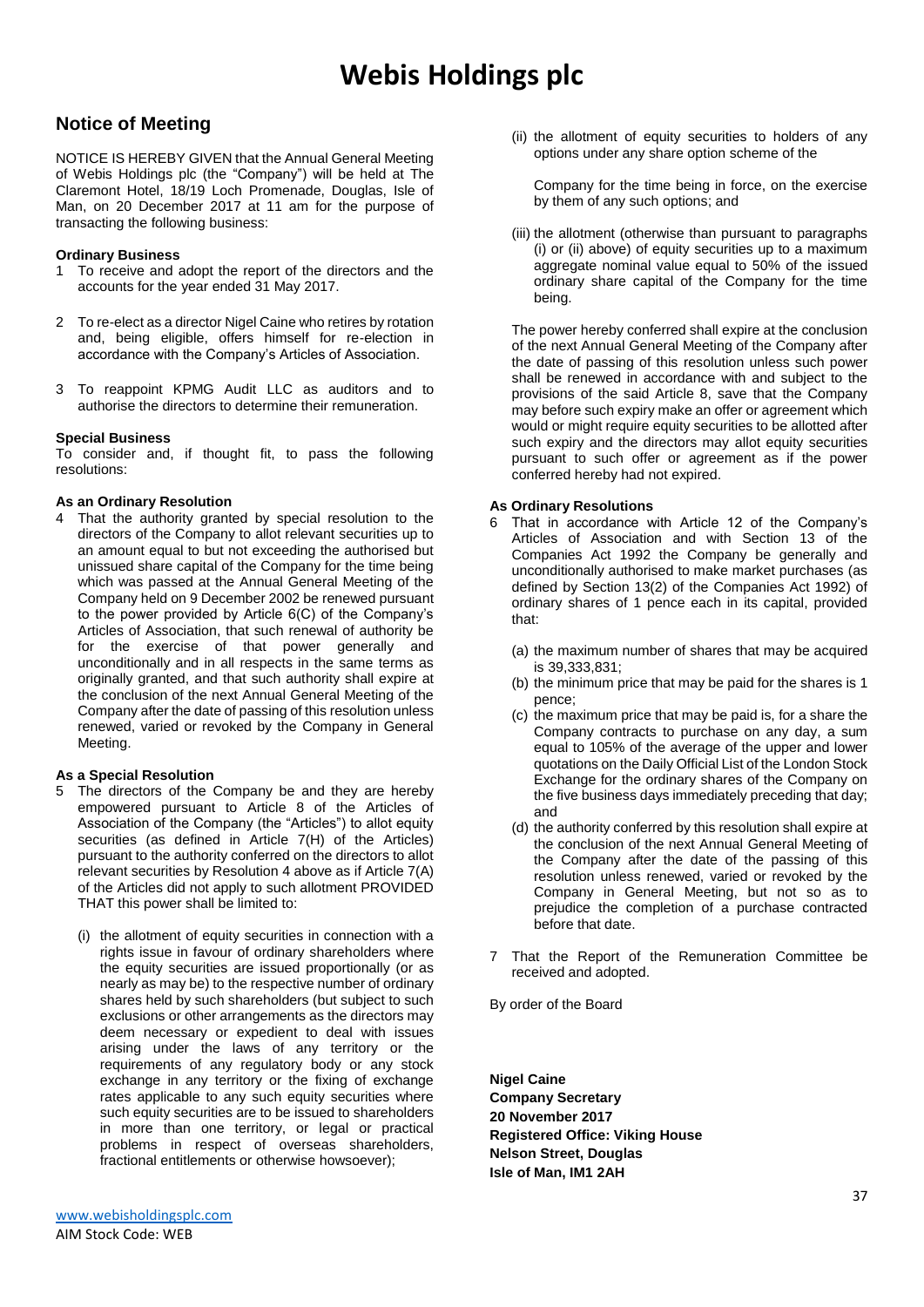# Webis Holdings plc

## Notice of Meeting

NOTICE IS HEREBY GIVEN that the Annual General Meeting of Webis Holdings plc (the "Company") will be held at The Claremont Hotel, 18/19 Loch Promenade, Douglas, Isle of Man, on 20 December 2017 at 11 am for the purpose of transacting the following business:

**Ordinary Business**

1. To receive and adopt the report of the directors and the accounts for the year ended 31 May 2017.
2. To re-elect as a director Nigel Caine who retires by rotation and, being eligible, offers himself for re-election in accordance with the Company's Articles of Association.
3. To reappoint KPMG Audit LLC as auditors and to authorise the directors to determine their remuneration.

**Special Business**

To consider and, if thought fit, to pass the following resolutions:

**As an Ordinary Resolution**

4. That the authority granted by special resolution to the directors of the Company to allot relevant securities up to an amount equal to but not exceeding the authorised but unissued share capital of the Company for the time being which was passed at the Annual General Meeting of the Company held on 9 December 2002 be renewed pursuant to the power provided by Article 6(C) of the Company's Articles of Association, that such renewal of authority be for the exercise of that power generally and unconditionally and in all respects in the same terms as originally granted, and that such authority shall expire at the conclusion of the next Annual General Meeting of the Company after the date of passing of this resolution unless renewed, varied or revoked by the Company in General Meeting.

**As a Special Resolution**

5. The directors of the Company be and they are hereby empowered pursuant to Article 8 of the Articles of Association of the Company (the "Articles") to allot equity securities (as defined in Article 7(H) of the Articles) pursuant to the authority conferred on the directors to allot relevant securities by Resolution 4 above as if Article 7(A) of the Articles did not apply to such allotment PROVIDED THAT this power shall be limited to:

   (i) the allotment of equity securities in connection with a rights issue in favour of ordinary shareholders where the equity securities are issued proportionally (or as nearly as may be) to the respective number of ordinary shares held by such shareholders (but subject to such exclusions or other arrangements as the directors may deem necessary or expedient to deal with issues arising under the laws of any territory or the requirements of any regulatory body or any stock exchange in any territory or the fixing of exchange rates applicable to any such equity securities where such equity securities are to be issued to shareholders in more than one territory, or legal or practical problems in respect of overseas shareholders, fractional entitlements or otherwise howsoever);

   (ii) the allotment of equity securities to holders of any options under any share option scheme of the Company for the time being in force, on the exercise by them of any such options; and

   (iii) the allotment (otherwise than pursuant to paragraphs (i) or (ii) above) of equity securities up to a maximum aggregate nominal value equal to 50% of the issued ordinary share capital of the Company for the time being.

   The power hereby conferred shall expire at the conclusion of the next Annual General Meeting of the Company after the date of passing of this resolution unless such power shall be renewed in accordance with and subject to the provisions of the said Article 8, save that the Company may before such expiry make an offer or agreement which would or might require equity securities to be allotted after such expiry and the directors may allot equity securities pursuant to such offer or agreement as if the power conferred hereby had not expired.

**As Ordinary Resolutions**

6. That in accordance with Article 12 of the Company's Articles of Association and with Section 13 of the Companies Act 1992 the Company be generally and unconditionally authorised to make market purchases (as defined by Section 13(2) of the Companies Act 1992) of ordinary shares of 1 pence each in its capital, provided that:

   (a) the maximum number of shares that may be acquired is 39,333,831;
   (b) the minimum price that may be paid for the shares is 1 pence;
   (c) the maximum price that may be paid is, for a share the Company contracts to purchase on any day, a sum equal to 105% of the average of the upper and lower quotations on the Daily Official List of the London Stock Exchange for the ordinary shares of the Company on the five business days immediately preceding that day; and
   (d) the authority conferred by this resolution shall expire at the conclusion of the next Annual General Meeting of the Company after the date of the passing of this resolution unless renewed, varied or revoked by the Company in General Meeting, but not so as to prejudice the completion of a purchase contracted before that date.

7. That the Report of the Remuneration Committee be received and adopted.

By order of the Board

**Nigel Caine**
**Company Secretary**
**20 November 2017**
**Registered Office: Viking House**
**Nelson Street, Douglas**
**Isle of Man, IM1 2AH**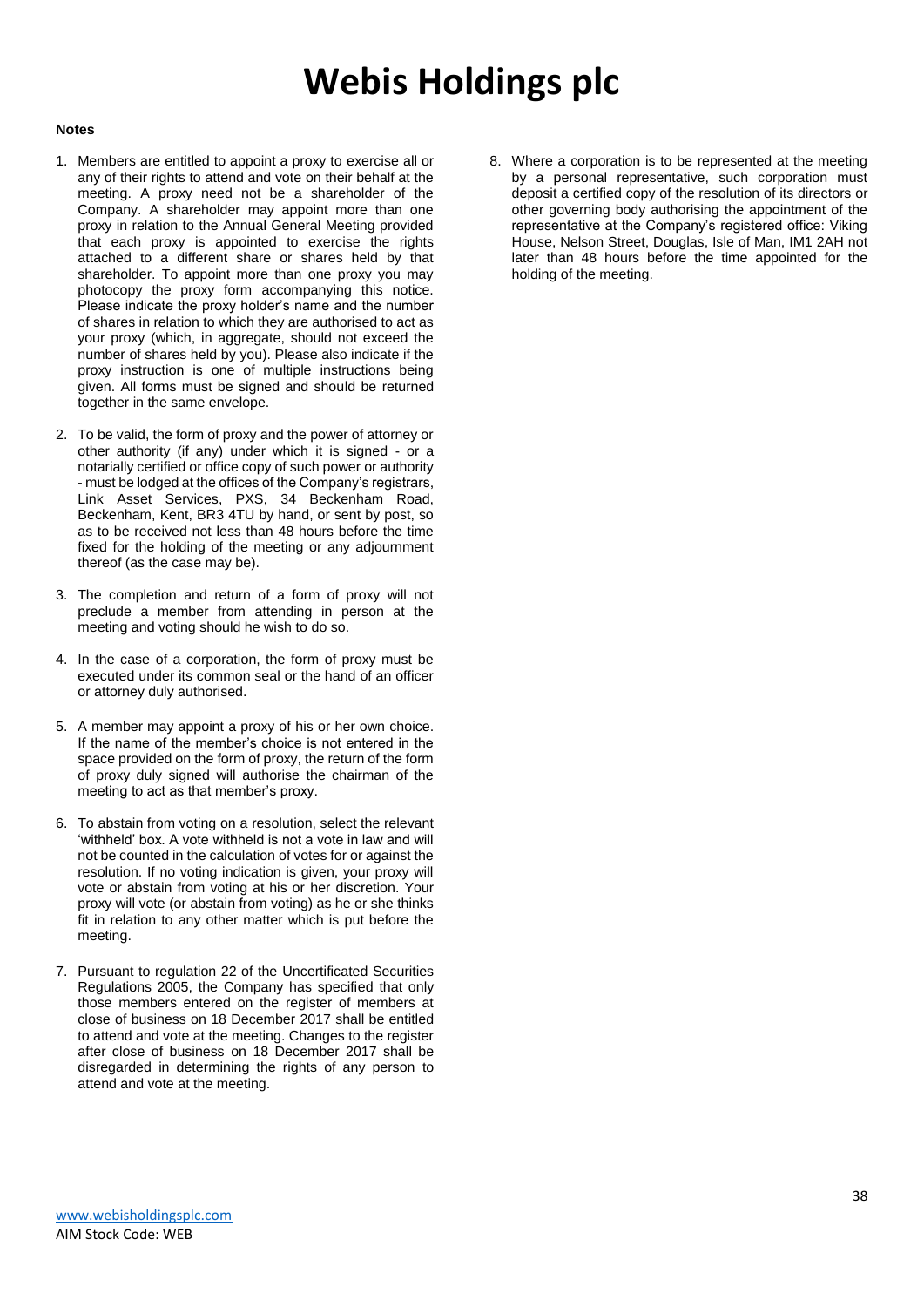# Webis Holdings plc

**Notes**

1. Members are entitled to appoint a proxy to exercise all or any of their rights to attend and vote on their behalf at the meeting. A proxy need not be a shareholder of the Company. A shareholder may appoint more than one proxy in relation to the Annual General Meeting provided that each proxy is appointed to exercise the rights attached to a different share or shares held by that shareholder. To appoint more than one proxy you may photocopy the proxy form accompanying this notice. Please indicate the proxy holder's name and the number of shares in relation to which they are authorised to act as your proxy (which, in aggregate, should not exceed the number of shares held by you). Please also indicate if the proxy instruction is one of multiple instructions being given. All forms must be signed and should be returned together in the same envelope.

2. To be valid, the form of proxy and the power of attorney or other authority (if any) under which it is signed - or a notarially certified or office copy of such power or authority - must be lodged at the offices of the Company's registrars, Link Asset Services, PXS, 34 Beckenham Road, Beckenham, Kent, BR3 4TU by hand, or sent by post, so as to be received not less than 48 hours before the time fixed for the holding of the meeting or any adjournment thereof (as the case may be).

3. The completion and return of a form of proxy will not preclude a member from attending in person at the meeting and voting should he wish to do so.

4. In the case of a corporation, the form of proxy must be executed under its common seal or the hand of an officer or attorney duly authorised.

5. A member may appoint a proxy of his or her own choice. If the name of the member's choice is not entered in the space provided on the form of proxy, the return of the form of proxy duly signed will authorise the chairman of the meeting to act as that member's proxy.

6. To abstain from voting on a resolution, select the relevant 'withheld' box. A vote withheld is not a vote in law and will not be counted in the calculation of votes for or against the resolution. If no voting indication is given, your proxy will vote or abstain from voting at his or her discretion. Your proxy will vote (or abstain from voting) as he or she thinks fit in relation to any other matter which is put before the meeting.

7. Pursuant to regulation 22 of the Uncertificated Securities Regulations 2005, the Company has specified that only those members entered on the register of members at close of business on 18 December 2017 shall be entitled to attend and vote at the meeting. Changes to the register after close of business on 18 December 2017 shall be disregarded in determining the rights of any person to attend and vote at the meeting.

8. Where a corporation is to be represented at the meeting by a personal representative, such corporation must deposit a certified copy of the resolution of its directors or other governing body authorising the appointment of the representative at the Company's registered office: Viking House, Nelson Street, Douglas, Isle of Man, IM1 2AH not later than 48 hours before the time appointed for the holding of the meeting.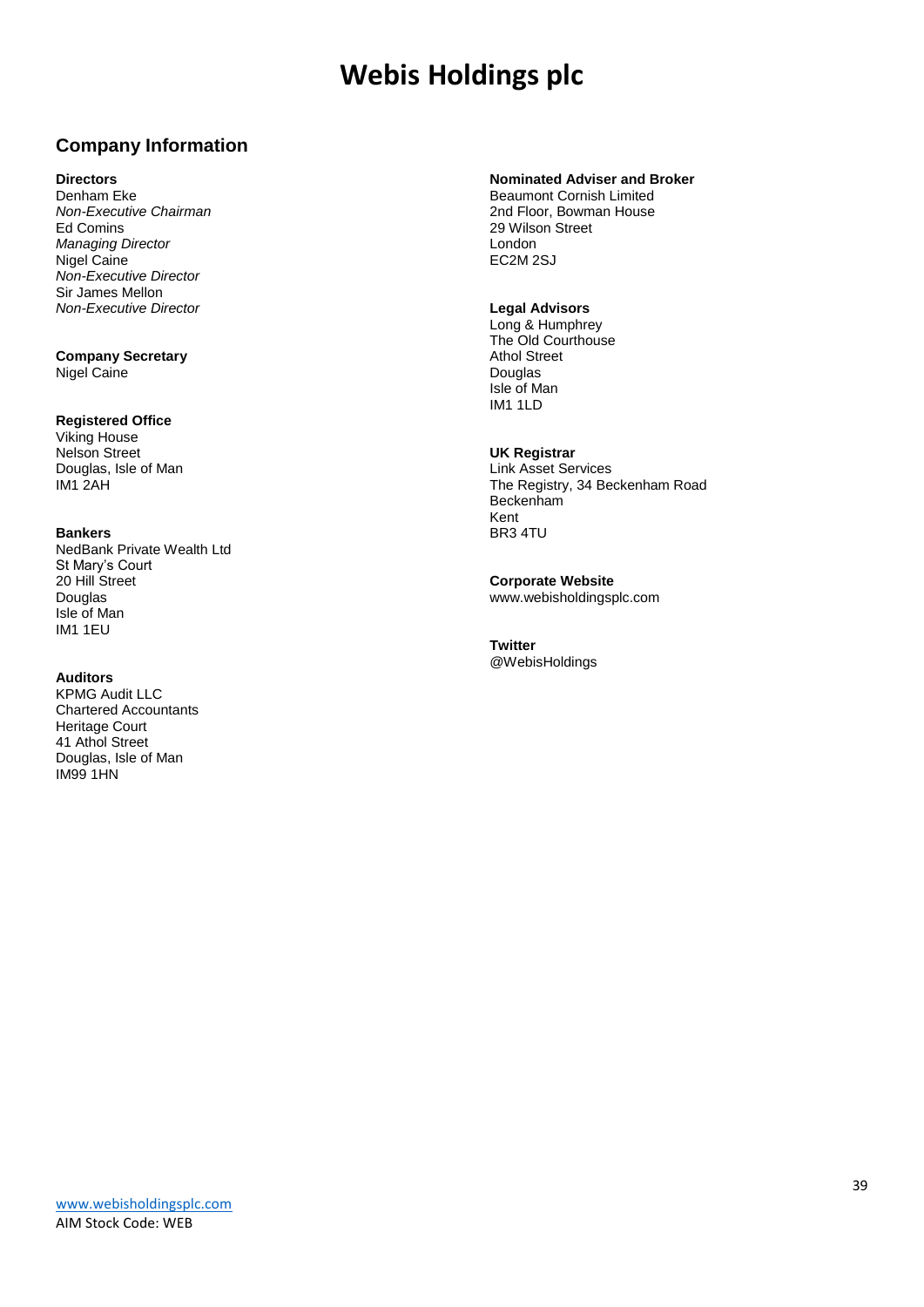# Webis Holdings plc

## Company Information

**Directors**
Denham Eke
*Non-Executive Chairman*
Ed Comins
*Managing Director*
Nigel Caine
*Non-Executive Director*
Sir James Mellon
*Non-Executive Director*

**Company Secretary**
Nigel Caine

**Registered Office**
Viking House
Nelson Street
Douglas, Isle of Man
IM1 2AH

**Bankers**
NedBank Private Wealth Ltd
St Mary's Court
20 Hill Street
Douglas
Isle of Man
IM1 1EU

**Auditors**
KPMG Audit LLC
Chartered Accountants
Heritage Court
41 Athol Street
Douglas, Isle of Man
IM99 1HN

**Nominated Adviser and Broker**
Beaumont Cornish Limited
2nd Floor, Bowman House
29 Wilson Street
London
EC2M 2SJ

**Legal Advisors**
Long & Humphrey
The Old Courthouse
Athol Street
Douglas
Isle of Man
IM1 1LD

**UK Registrar**
Link Asset Services
The Registry, 34 Beckenham Road
Beckenham
Kent
BR3 4TU

**Corporate Website**
www.webisholdingsplc.com

**Twitter**
@WebisHoldings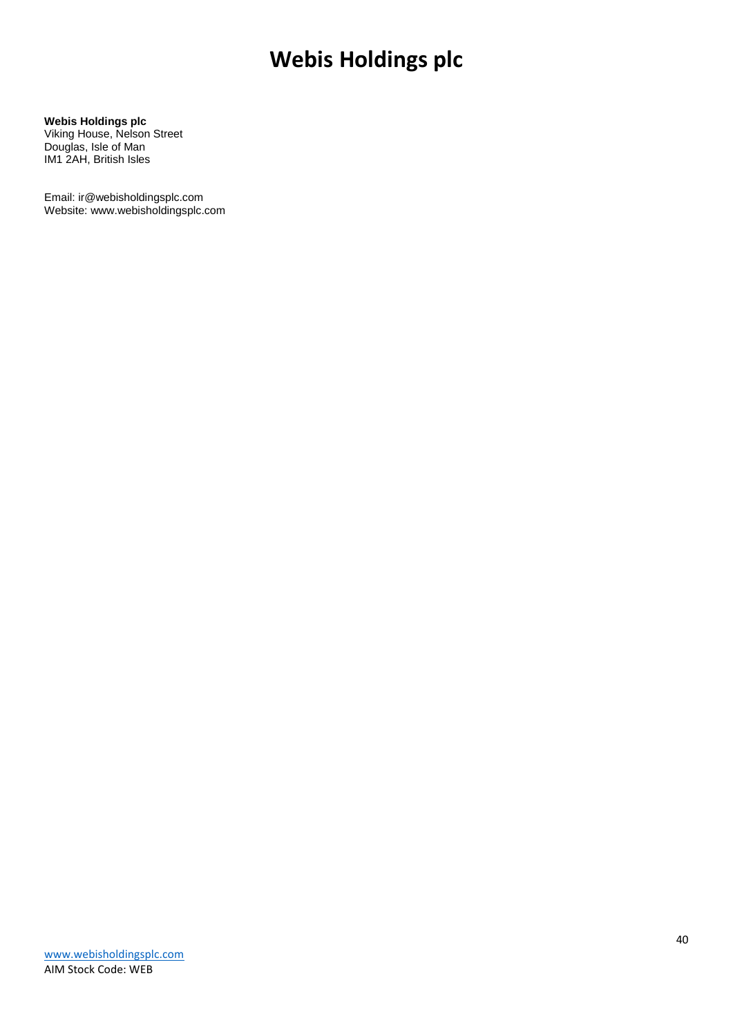# Webis Holdings plc

**Webis Holdings plc**
Viking House, Nelson Street
Douglas, Isle of Man
IM1 2AH, British Isles

Email: ir@webisholdingsplc.com
Website: www.webisholdingsplc.com